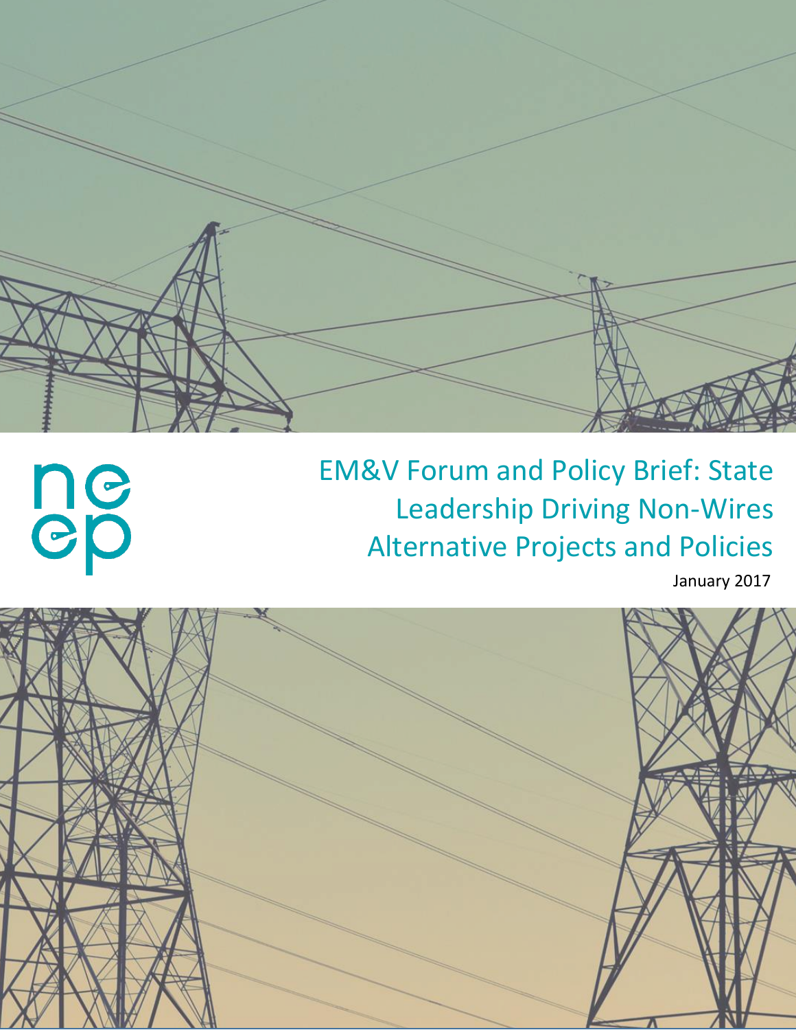neep

# EM&V Forum and Policy Brief: State Leadership Driving Non-Wires Alternative Projects and Policies

January 2017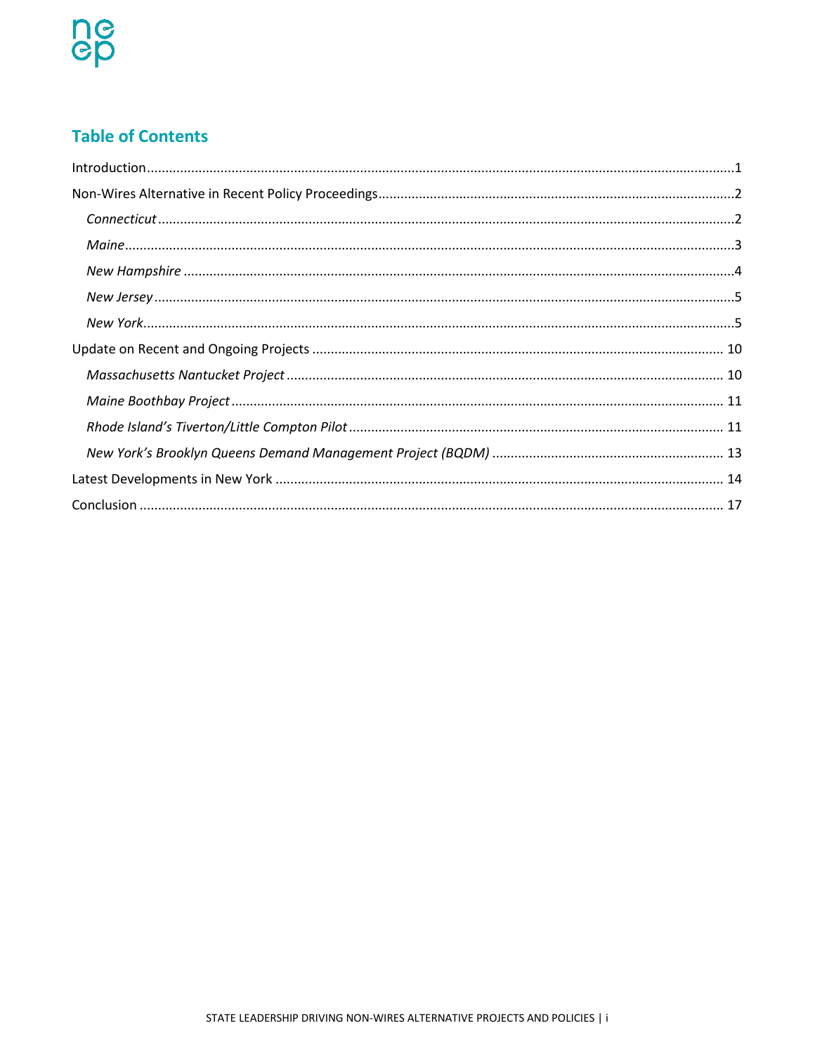## Table of Contents

Introduction.....1

Non-Wires Alternative in Recent Policy Proceedings.....2

- *Connecticut*.....2
- *Maine*.....3
- *New Hampshire*.....4
- *New Jersey*.....5
- *New York*.....5

Update on Recent and Ongoing Projects.....10

- *Massachusetts Nantucket Project*.....10
- *Maine Boothbay Project*.....11
- *Rhode Island's Tiverton/Little Compton Pilot*.....11
- *New York's Brooklyn Queens Demand Management Project (BQDM)*.....13

Latest Developments in New York.....14

Conclusion.....17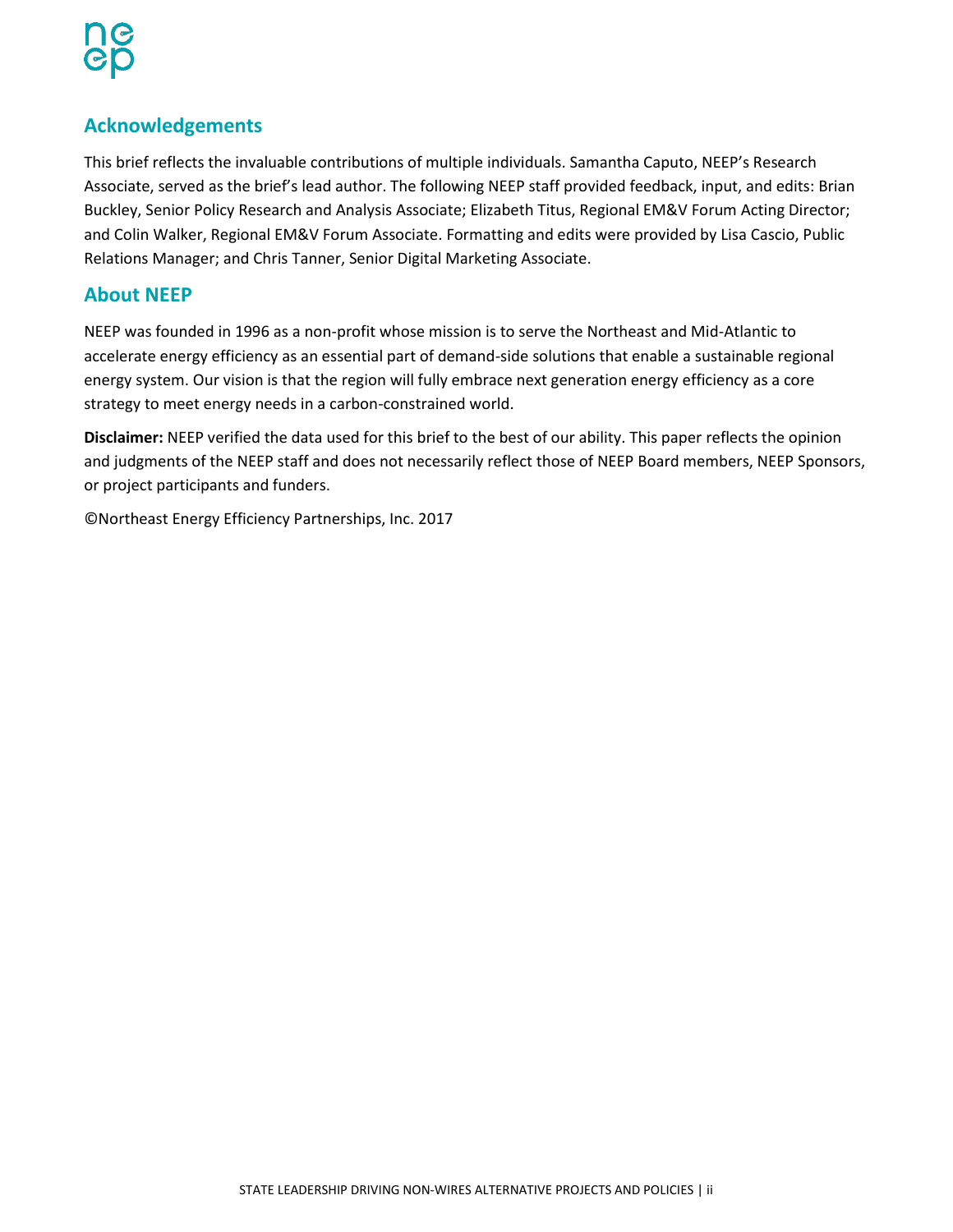## Acknowledgements

This brief reflects the invaluable contributions of multiple individuals. Samantha Caputo, NEEP's Research Associate, served as the brief's lead author. The following NEEP staff provided feedback, input, and edits: Brian Buckley, Senior Policy Research and Analysis Associate; Elizabeth Titus, Regional EM&V Forum Acting Director; and Colin Walker, Regional EM&V Forum Associate. Formatting and edits were provided by Lisa Cascio, Public Relations Manager; and Chris Tanner, Senior Digital Marketing Associate.

## About NEEP

NEEP was founded in 1996 as a non-profit whose mission is to serve the Northeast and Mid-Atlantic to accelerate energy efficiency as an essential part of demand-side solutions that enable a sustainable regional energy system. Our vision is that the region will fully embrace next generation energy efficiency as a core strategy to meet energy needs in a carbon-constrained world.

**Disclaimer:** NEEP verified the data used for this brief to the best of our ability. This paper reflects the opinion and judgments of the NEEP staff and does not necessarily reflect those of NEEP Board members, NEEP Sponsors, or project participants and funders.

©Northeast Energy Efficiency Partnerships, Inc. 2017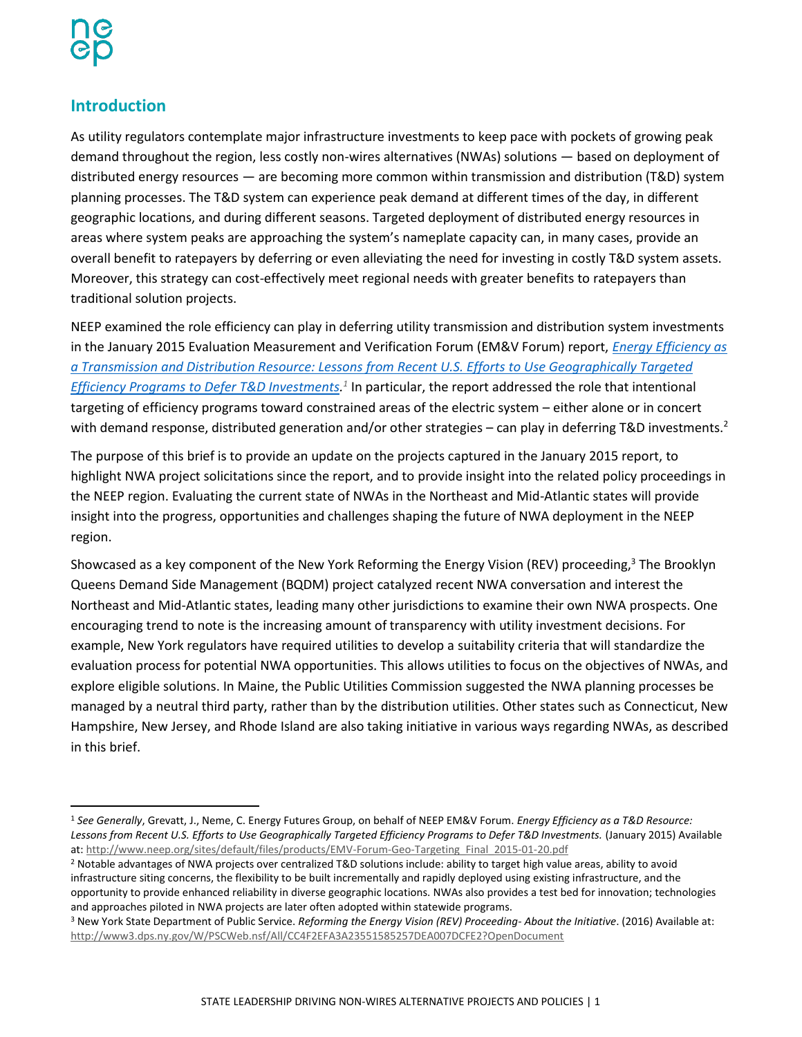## Introduction

As utility regulators contemplate major infrastructure investments to keep pace with pockets of growing peak demand throughout the region, less costly non-wires alternatives (NWAs) solutions — based on deployment of distributed energy resources — are becoming more common within transmission and distribution (T&D) system planning processes. The T&D system can experience peak demand at different times of the day, in different geographic locations, and during different seasons. Targeted deployment of distributed energy resources in areas where system peaks are approaching the system's nameplate capacity can, in many cases, provide an overall benefit to ratepayers by deferring or even alleviating the need for investing in costly T&D system assets. Moreover, this strategy can cost-effectively meet regional needs with greater benefits to ratepayers than traditional solution projects.

NEEP examined the role efficiency can play in deferring utility transmission and distribution system investments in the January 2015 Evaluation Measurement and Verification Forum (EM&V Forum) report, *Energy Efficiency as a Transmission and Distribution Resource: Lessons from Recent U.S. Efforts to Use Geographically Targeted Efficiency Programs to Defer T&D Investments.*[1] In particular, the report addressed the role that intentional targeting of efficiency programs toward constrained areas of the electric system – either alone or in concert with demand response, distributed generation and/or other strategies – can play in deferring T&D investments.[2]

The purpose of this brief is to provide an update on the projects captured in the January 2015 report, to highlight NWA project solicitations since the report, and to provide insight into the related policy proceedings in the NEEP region. Evaluating the current state of NWAs in the Northeast and Mid-Atlantic states will provide insight into the progress, opportunities and challenges shaping the future of NWA deployment in the NEEP region.

Showcased as a key component of the New York Reforming the Energy Vision (REV) proceeding,[3] The Brooklyn Queens Demand Side Management (BQDM) project catalyzed recent NWA conversation and interest the Northeast and Mid-Atlantic states, leading many other jurisdictions to examine their own NWA prospects. One encouraging trend to note is the increasing amount of transparency with utility investment decisions. For example, New York regulators have required utilities to develop a suitability criteria that will standardize the evaluation process for potential NWA opportunities. This allows utilities to focus on the objectives of NWAs, and explore eligible solutions. In Maine, the Public Utilities Commission suggested the NWA planning processes be managed by a neutral third party, rather than by the distribution utilities. Other states such as Connecticut, New Hampshire, New Jersey, and Rhode Island are also taking initiative in various ways regarding NWAs, as described in this brief.

---

[1] *See Generally*, Grevatt, J., Neme, C. Energy Futures Group, on behalf of NEEP EM&V Forum. *Energy Efficiency as a T&D Resource: Lessons from Recent U.S. Efforts to Use Geographically Targeted Efficiency Programs to Defer T&D Investments.* (January 2015) Available at: http://www.neep.org/sites/default/files/products/EMV-Forum-Geo-Targeting_Final_2015-01-20.pdf

[2] Notable advantages of NWA projects over centralized T&D solutions include: ability to target high value areas, ability to avoid infrastructure siting concerns, the flexibility to be built incrementally and rapidly deployed using existing infrastructure, and the opportunity to provide enhanced reliability in diverse geographic locations. NWAs also provides a test bed for innovation; technologies and approaches piloted in NWA projects are later often adopted within statewide programs.

[3] New York State Department of Public Service. *Reforming the Energy Vision (REV) Proceeding- About the Initiative*. (2016) Available at: http://www3.dps.ny.gov/W/PSCWeb.nsf/All/CC4F2EFA3A23551585257DEA007DCFE2?OpenDocument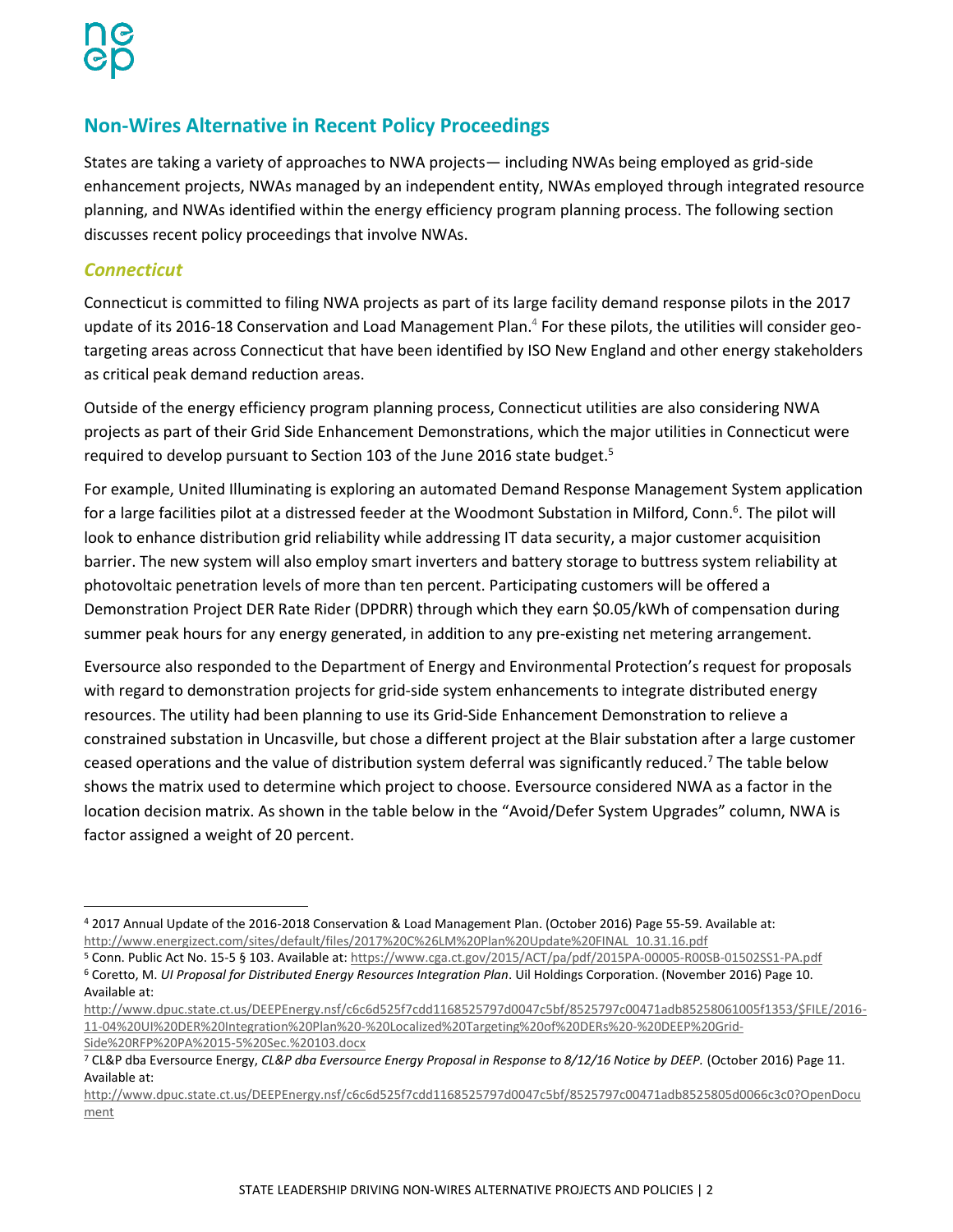## Non-Wires Alternative in Recent Policy Proceedings

States are taking a variety of approaches to NWA projects— including NWAs being employed as grid-side enhancement projects, NWAs managed by an independent entity, NWAs employed through integrated resource planning, and NWAs identified within the energy efficiency program planning process. The following section discusses recent policy proceedings that involve NWAs.

### *Connecticut*

Connecticut is committed to filing NWA projects as part of its large facility demand response pilots in the 2017 update of its 2016-18 Conservation and Load Management Plan.[4] For these pilots, the utilities will consider geo-targeting areas across Connecticut that have been identified by ISO New England and other energy stakeholders as critical peak demand reduction areas.

Outside of the energy efficiency program planning process, Connecticut utilities are also considering NWA projects as part of their Grid Side Enhancement Demonstrations, which the major utilities in Connecticut were required to develop pursuant to Section 103 of the June 2016 state budget.[5]

For example, United Illuminating is exploring an automated Demand Response Management System application for a large facilities pilot at a distressed feeder at the Woodmont Substation in Milford, Conn.[6]. The pilot will look to enhance distribution grid reliability while addressing IT data security, a major customer acquisition barrier. The new system will also employ smart inverters and battery storage to buttress system reliability at photovoltaic penetration levels of more than ten percent. Participating customers will be offered a Demonstration Project DER Rate Rider (DPDRR) through which they earn $0.05/kWh of compensation during summer peak hours for any energy generated, in addition to any pre-existing net metering arrangement.

Eversource also responded to the Department of Energy and Environmental Protection's request for proposals with regard to demonstration projects for grid-side system enhancements to integrate distributed energy resources. The utility had been planning to use its Grid-Side Enhancement Demonstration to relieve a constrained substation in Uncasville, but chose a different project at the Blair substation after a large customer ceased operations and the value of distribution system deferral was significantly reduced.[7] The table below shows the matrix used to determine which project to choose. Eversource considered NWA as a factor in the location decision matrix. As shown in the table below in the "Avoid/Defer System Upgrades" column, NWA is factor assigned a weight of 20 percent.

---

[4] 2017 Annual Update of the 2016-2018 Conservation & Load Management Plan. (October 2016) Page 55-59. Available at: http://www.energizect.com/sites/default/files/2017%20C%26LM%20Plan%20Update%20FINAL_10.31.16.pdf

[5] Conn. Public Act No. 15-5 § 103. Available at: https://www.cga.ct.gov/2015/ACT/pa/pdf/2015PA-00005-R00SB-01502SS1-PA.pdf

[6] Coretto, M. *UI Proposal for Distributed Energy Resources Integration Plan*. Uil Holdings Corporation. (November 2016) Page 10. Available at: http://www.dpuc.state.ct.us/DEEPEnergy.nsf/c6c6d525f7cdd1168525797d0047c5bf/8525797c00471adb85258061005f1353/$FILE/2016-11-04%20UI%20DER%20Integration%20Plan%20-%20Localized%20Targeting%20of%20DERs%20-%20DEEP%20Grid-Side%20RFP%20PA%2015-5%20Sec.%20103.docx

[7] CL&P dba Eversource Energy, *CL&P dba Eversource Energy Proposal in Response to 8/12/16 Notice by DEEP.* (October 2016) Page 11. Available at: http://www.dpuc.state.ct.us/DEEPEnergy.nsf/c6c6d525f7cdd1168525797d0047c5bf/8525797c00471adb8525805d0066c3c0?OpenDocument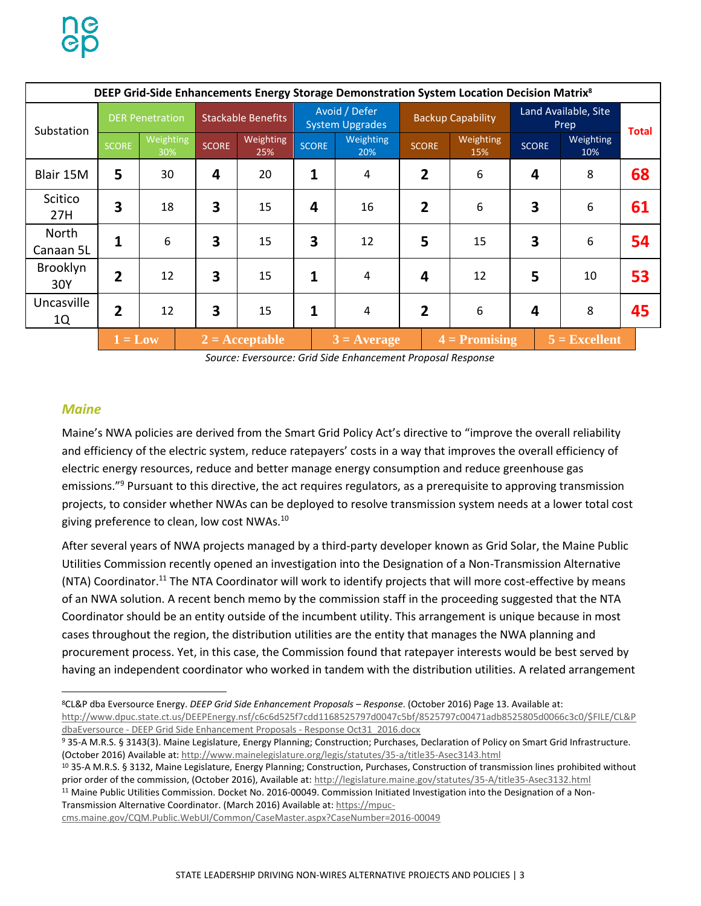| DEEP Grid-Side Enhancements Energy Storage Demonstration System Location Decision Matrix[8] | | | | | | | | | | | |
|---|---|---|---|---|---|---|---|---|---|---|---|
| Substation | DER Penetration | | Stackable Benefits | | Avoid / Defer System Upgrades | | Backup Capability | | Land Available, Site Prep | | Total |
| | SCORE | Weighting 30% | SCORE | Weighting 25% | SCORE | Weighting 20% | SCORE | Weighting 15% | SCORE | Weighting 10% | |
| Blair 15M | **5** | 30 | **4** | 20 | **1** | 4 | **2** | 6 | **4** | 8 | **68** |
| Scitico 27H | **3** | 18 | **3** | 15 | **4** | 16 | **2** | 6 | **3** | 6 | **61** |
| North Canaan 5L | **1** | 6 | **3** | 15 | **3** | 12 | **5** | 15 | **3** | 6 | **54** |
| Brooklyn 30Y | **2** | 12 | **3** | 15 | **1** | 4 | **4** | 12 | **5** | 10 | **53** |
| Uncasville 1Q | **2** | 12 | **3** | 15 | **1** | 4 | **2** | 6 | **4** | 8 | **45** |

**1 = Low** | **2 = Acceptable** | **3 = Average** | **4 = Promising** | **5 = Excellent**

*Source: Eversource: Grid Side Enhancement Proposal Response*

### *Maine*

Maine's NWA policies are derived from the Smart Grid Policy Act's directive to "improve the overall reliability and efficiency of the electric system, reduce ratepayers' costs in a way that improves the overall efficiency of electric energy resources, reduce and better manage energy consumption and reduce greenhouse gas emissions."[9] Pursuant to this directive, the act requires regulators, as a prerequisite to approving transmission projects, to consider whether NWAs can be deployed to resolve transmission system needs at a lower total cost giving preference to clean, low cost NWAs.[10]

After several years of NWA projects managed by a third-party developer known as Grid Solar, the Maine Public Utilities Commission recently opened an investigation into the Designation of a Non-Transmission Alternative (NTA) Coordinator.[11] The NTA Coordinator will work to identify projects that will more cost-effective by means of an NWA solution. A recent bench memo by the commission staff in the proceeding suggested that the NTA Coordinator should be an entity outside of the incumbent utility. This arrangement is unique because in most cases throughout the region, the distribution utilities are the entity that manages the NWA planning and procurement process. Yet, in this case, the Commission found that ratepayer interests would be best served by having an independent coordinator who worked in tandem with the distribution utilities. A related arrangement

---

[8] CL&P dba Eversource Energy. *DEEP Grid Side Enhancement Proposals – Response*. (October 2016) Page 13. Available at: http://www.dpuc.state.ct.us/DEEPEnergy.nsf/c6c6d525f7cdd1168525797d0047c5bf/8525797c00471adb8525805d0066c3c0/$FILE/CL&P dbaEversource - DEEP Grid Side Enhancement Proposals - Response Oct31_2016.docx

[9] 35-A M.R.S. § 3143(3). Maine Legislature, Energy Planning; Construction; Purchases, Declaration of Policy on Smart Grid Infrastructure. (October 2016) Available at: http://www.mainelegislature.org/legis/statutes/35-a/title35-Asec3143.html

[10] 35-A M.R.S. § 3132, Maine Legislature, Energy Planning; Construction, Purchases, Construction of transmission lines prohibited without prior order of the commission, (October 2016), Available at: http://legislature.maine.gov/statutes/35-A/title35-Asec3132.html

[11] Maine Public Utilities Commission. Docket No. 2016-00049. Commission Initiated Investigation into the Designation of a Non-Transmission Alternative Coordinator. (March 2016) Available at: https://mpuc-cms.maine.gov/CQM.Public.WebUI/Common/CaseMaster.aspx?CaseNumber=2016-00049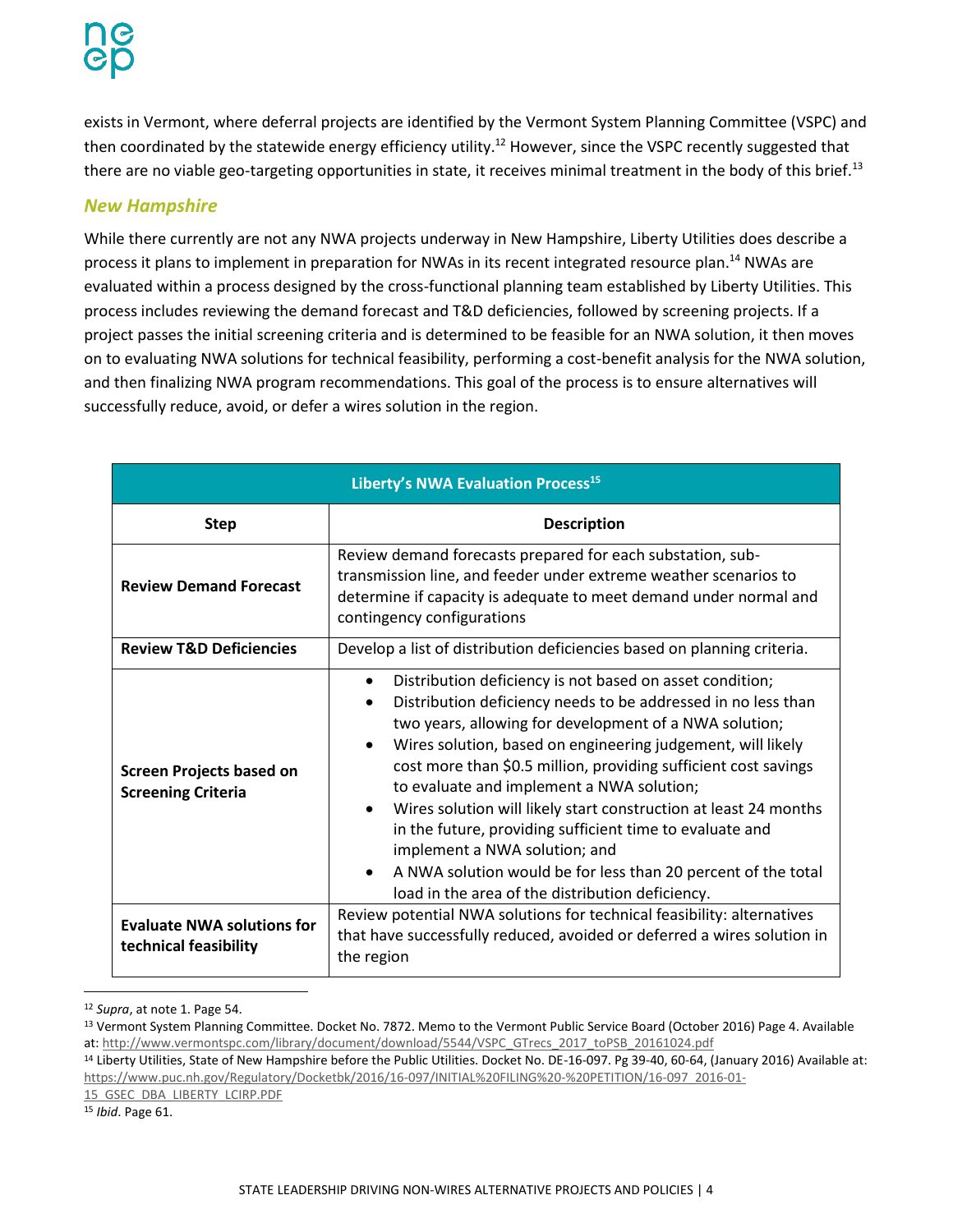exists in Vermont, where deferral projects are identified by the Vermont System Planning Committee (VSPC) and then coordinated by the statewide energy efficiency utility.[12] However, since the VSPC recently suggested that there are no viable geo-targeting opportunities in state, it receives minimal treatment in the body of this brief.[13]

### *New Hampshire*

While there currently are not any NWA projects underway in New Hampshire, Liberty Utilities does describe a process it plans to implement in preparation for NWAs in its recent integrated resource plan.[14] NWAs are evaluated within a process designed by the cross-functional planning team established by Liberty Utilities. This process includes reviewing the demand forecast and T&D deficiencies, followed by screening projects. If a project passes the initial screening criteria and is determined to be feasible for an NWA solution, it then moves on to evaluating NWA solutions for technical feasibility, performing a cost-benefit analysis for the NWA solution, and then finalizing NWA program recommendations. This goal of the process is to ensure alternatives will successfully reduce, avoid, or defer a wires solution in the region.

**Liberty's NWA Evaluation Process[15]**

| Step | Description |
|---|---|
| **Review Demand Forecast** | Review demand forecasts prepared for each substation, sub-transmission line, and feeder under extreme weather scenarios to determine if capacity is adequate to meet demand under normal and contingency configurations |
| **Review T&D Deficiencies** | Develop a list of distribution deficiencies based on planning criteria. |
| **Screen Projects based on Screening Criteria** | • Distribution deficiency is not based on asset condition;<br>• Distribution deficiency needs to be addressed in no less than two years, allowing for development of a NWA solution;<br>• Wires solution, based on engineering judgement, will likely cost more than $0.5 million, providing sufficient cost savings to evaluate and implement a NWA solution;<br>• Wires solution will likely start construction at least 24 months in the future, providing sufficient time to evaluate and implement a NWA solution; and<br>• A NWA solution would be for less than 20 percent of the total load in the area of the distribution deficiency. |
| **Evaluate NWA solutions for technical feasibility** | Review potential NWA solutions for technical feasibility: alternatives that have successfully reduced, avoided or deferred a wires solution in the region |

[12] *Supra*, at note 1. Page 54.

[13] Vermont System Planning Committee. Docket No. 7872. Memo to the Vermont Public Service Board (October 2016) Page 4. Available at: http://www.vermontspc.com/library/document/download/5544/VSPC_GTrecs_2017_toPSB_20161024.pdf

[14] Liberty Utilities, State of New Hampshire before the Public Utilities. Docket No. DE-16-097. Pg 39-40, 60-64, (January 2016) Available at: https://www.puc.nh.gov/Regulatory/Docketbk/2016/16-097/INITIAL%20FILING%20-%20PETITION/16-097_2016-01-15_GSEC_DBA_LIBERTY_LCIRP.PDF

[15] *Ibid*. Page 61.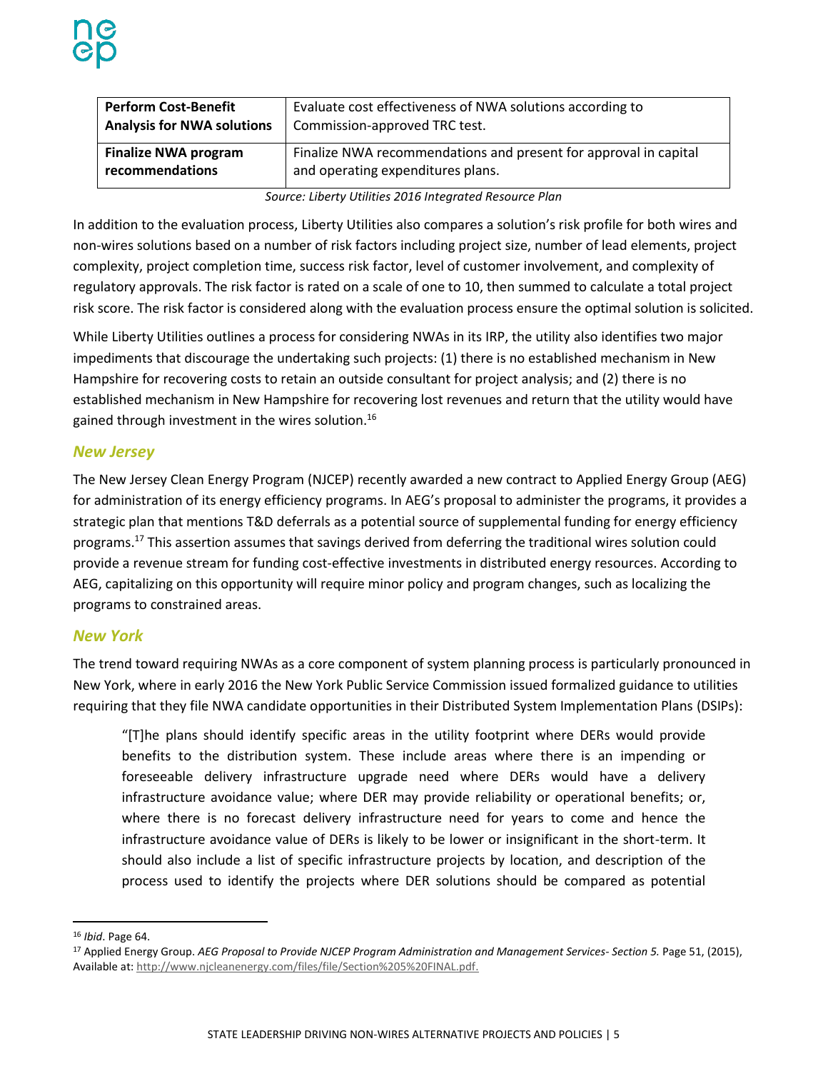| **Perform Cost-Benefit Analysis for NWA solutions** | Evaluate cost effectiveness of NWA solutions according to Commission-approved TRC test. |
|---|---|
| **Finalize NWA program recommendations** | Finalize NWA recommendations and present for approval in capital and operating expenditures plans. |

*Source: Liberty Utilities 2016 Integrated Resource Plan*

In addition to the evaluation process, Liberty Utilities also compares a solution's risk profile for both wires and non-wires solutions based on a number of risk factors including project size, number of lead elements, project complexity, project completion time, success risk factor, level of customer involvement, and complexity of regulatory approvals. The risk factor is rated on a scale of one to 10, then summed to calculate a total project risk score. The risk factor is considered along with the evaluation process ensure the optimal solution is solicited.

While Liberty Utilities outlines a process for considering NWAs in its IRP, the utility also identifies two major impediments that discourage the undertaking such projects: (1) there is no established mechanism in New Hampshire for recovering costs to retain an outside consultant for project analysis; and (2) there is no established mechanism in New Hampshire for recovering lost revenues and return that the utility would have gained through investment in the wires solution.[16]

### *New Jersey*

The New Jersey Clean Energy Program (NJCEP) recently awarded a new contract to Applied Energy Group (AEG) for administration of its energy efficiency programs. In AEG's proposal to administer the programs, it provides a strategic plan that mentions T&D deferrals as a potential source of supplemental funding for energy efficiency programs.[17] This assertion assumes that savings derived from deferring the traditional wires solution could provide a revenue stream for funding cost-effective investments in distributed energy resources. According to AEG, capitalizing on this opportunity will require minor policy and program changes, such as localizing the programs to constrained areas.

### *New York*

The trend toward requiring NWAs as a core component of system planning process is particularly pronounced in New York, where in early 2016 the New York Public Service Commission issued formalized guidance to utilities requiring that they file NWA candidate opportunities in their Distributed System Implementation Plans (DSIPs):

> "[T]he plans should identify specific areas in the utility footprint where DERs would provide benefits to the distribution system. These include areas where there is an impending or foreseeable delivery infrastructure upgrade need where DERs would have a delivery infrastructure avoidance value; where DER may provide reliability or operational benefits; or, where there is no forecast delivery infrastructure need for years to come and hence the infrastructure avoidance value of DERs is likely to be lower or insignificant in the short-term. It should also include a list of specific infrastructure projects by location, and description of the process used to identify the projects where DER solutions should be compared as potential

[16] *Ibid*. Page 64.

[17] Applied Energy Group. *AEG Proposal to Provide NJCEP Program Administration and Management Services- Section 5.* Page 51, (2015), Available at: http://www.njcleanenergy.com/files/file/Section%205%20FINAL.pdf.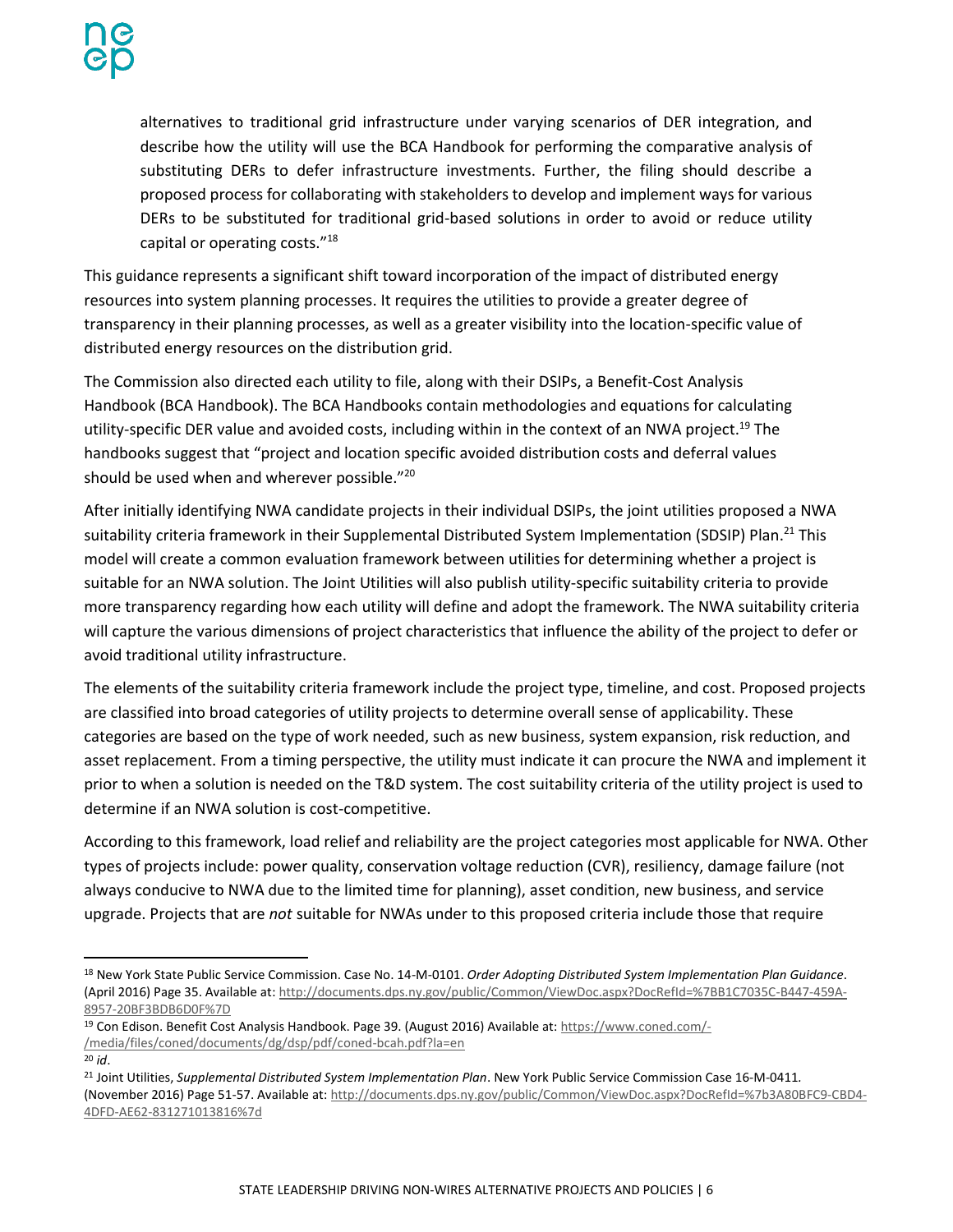alternatives to traditional grid infrastructure under varying scenarios of DER integration, and describe how the utility will use the BCA Handbook for performing the comparative analysis of substituting DERs to defer infrastructure investments. Further, the filing should describe a proposed process for collaborating with stakeholders to develop and implement ways for various DERs to be substituted for traditional grid-based solutions in order to avoid or reduce utility capital or operating costs."[18]

This guidance represents a significant shift toward incorporation of the impact of distributed energy resources into system planning processes. It requires the utilities to provide a greater degree of transparency in their planning processes, as well as a greater visibility into the location-specific value of distributed energy resources on the distribution grid.

The Commission also directed each utility to file, along with their DSIPs, a Benefit-Cost Analysis Handbook (BCA Handbook). The BCA Handbooks contain methodologies and equations for calculating utility-specific DER value and avoided costs, including within in the context of an NWA project.[19] The handbooks suggest that "project and location specific avoided distribution costs and deferral values should be used when and wherever possible."[20]

After initially identifying NWA candidate projects in their individual DSIPs, the joint utilities proposed a NWA suitability criteria framework in their Supplemental Distributed System Implementation (SDSIP) Plan.[21] This model will create a common evaluation framework between utilities for determining whether a project is suitable for an NWA solution. The Joint Utilities will also publish utility-specific suitability criteria to provide more transparency regarding how each utility will define and adopt the framework. The NWA suitability criteria will capture the various dimensions of project characteristics that influence the ability of the project to defer or avoid traditional utility infrastructure.

The elements of the suitability criteria framework include the project type, timeline, and cost. Proposed projects are classified into broad categories of utility projects to determine overall sense of applicability. These categories are based on the type of work needed, such as new business, system expansion, risk reduction, and asset replacement. From a timing perspective, the utility must indicate it can procure the NWA and implement it prior to when a solution is needed on the T&D system. The cost suitability criteria of the utility project is used to determine if an NWA solution is cost-competitive.

According to this framework, load relief and reliability are the project categories most applicable for NWA. Other types of projects include: power quality, conservation voltage reduction (CVR), resiliency, damage failure (not always conducive to NWA due to the limited time for planning), asset condition, new business, and service upgrade. Projects that are *not* suitable for NWAs under to this proposed criteria include those that require

---

[18] New York State Public Service Commission. Case No. 14-M-0101. *Order Adopting Distributed System Implementation Plan Guidance*. (April 2016) Page 35. Available at: http://documents.dps.ny.gov/public/Common/ViewDoc.aspx?DocRefId=%7BB1C7035C-B447-459A-8957-20BF3BDB6D0F%7D

[19] Con Edison. Benefit Cost Analysis Handbook. Page 39. (August 2016) Available at: https://www.coned.com/-/media/files/coned/documents/dg/dsp/pdf/coned-bcah.pdf?la=en

[20] *id*.

[21] Joint Utilities, *Supplemental Distributed System Implementation Plan*. New York Public Service Commission Case 16-M-0411. (November 2016) Page 51-57. Available at: http://documents.dps.ny.gov/public/Common/ViewDoc.aspx?DocRefId=%7b3A80BFC9-CBD4-4DFD-AE62-831271013816%7d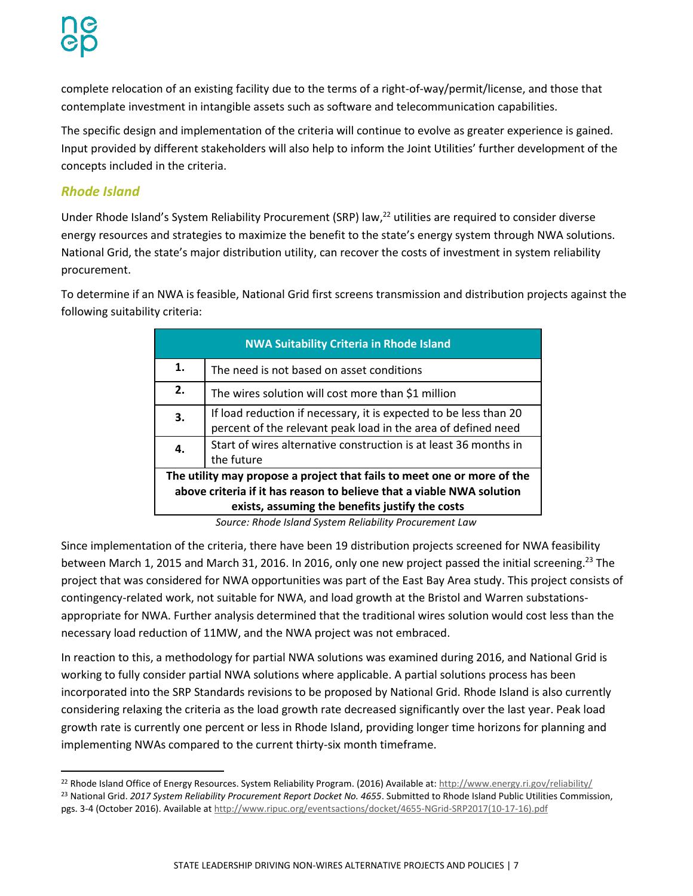complete relocation of an existing facility due to the terms of a right-of-way/permit/license, and those that contemplate investment in intangible assets such as software and telecommunication capabilities.

The specific design and implementation of the criteria will continue to evolve as greater experience is gained. Input provided by different stakeholders will also help to inform the Joint Utilities' further development of the concepts included in the criteria.

### *Rhode Island*

Under Rhode Island's System Reliability Procurement (SRP) law,[22] utilities are required to consider diverse energy resources and strategies to maximize the benefit to the state's energy system through NWA solutions. National Grid, the state's major distribution utility, can recover the costs of investment in system reliability procurement.

To determine if an NWA is feasible, National Grid first screens transmission and distribution projects against the following suitability criteria:

| NWA Suitability Criteria in Rhode Island | |
|---|---|
| **1.** | The need is not based on asset conditions |
| **2.** | The wires solution will cost more than $1 million |
| **3.** | If load reduction if necessary, it is expected to be less than 20 percent of the relevant peak load in the area of defined need |
| **4.** | Start of wires alternative construction is at least 36 months in the future |
| **The utility may propose a project that fails to meet one or more of the above criteria if it has reason to believe that a viable NWA solution exists, assuming the benefits justify the costs** | |

*Source: Rhode Island System Reliability Procurement Law*

Since implementation of the criteria, there have been 19 distribution projects screened for NWA feasibility between March 1, 2015 and March 31, 2016. In 2016, only one new project passed the initial screening.[23] The project that was considered for NWA opportunities was part of the East Bay Area study. This project consists of contingency-related work, not suitable for NWA, and load growth at the Bristol and Warren substations- appropriate for NWA. Further analysis determined that the traditional wires solution would cost less than the necessary load reduction of 11MW, and the NWA project was not embraced.

In reaction to this, a methodology for partial NWA solutions was examined during 2016, and National Grid is working to fully consider partial NWA solutions where applicable. A partial solutions process has been incorporated into the SRP Standards revisions to be proposed by National Grid. Rhode Island is also currently considering relaxing the criteria as the load growth rate decreased significantly over the last year. Peak load growth rate is currently one percent or less in Rhode Island, providing longer time horizons for planning and implementing NWAs compared to the current thirty-six month timeframe.

---

[22] Rhode Island Office of Energy Resources. System Reliability Program. (2016) Available at: http://www.energy.ri.gov/reliability/

[23] National Grid. *2017 System Reliability Procurement Report Docket No. 4655*. Submitted to Rhode Island Public Utilities Commission, pgs. 3-4 (October 2016). Available at http://www.ripuc.org/eventsactions/docket/4655-NGrid-SRP2017(10-17-16).pdf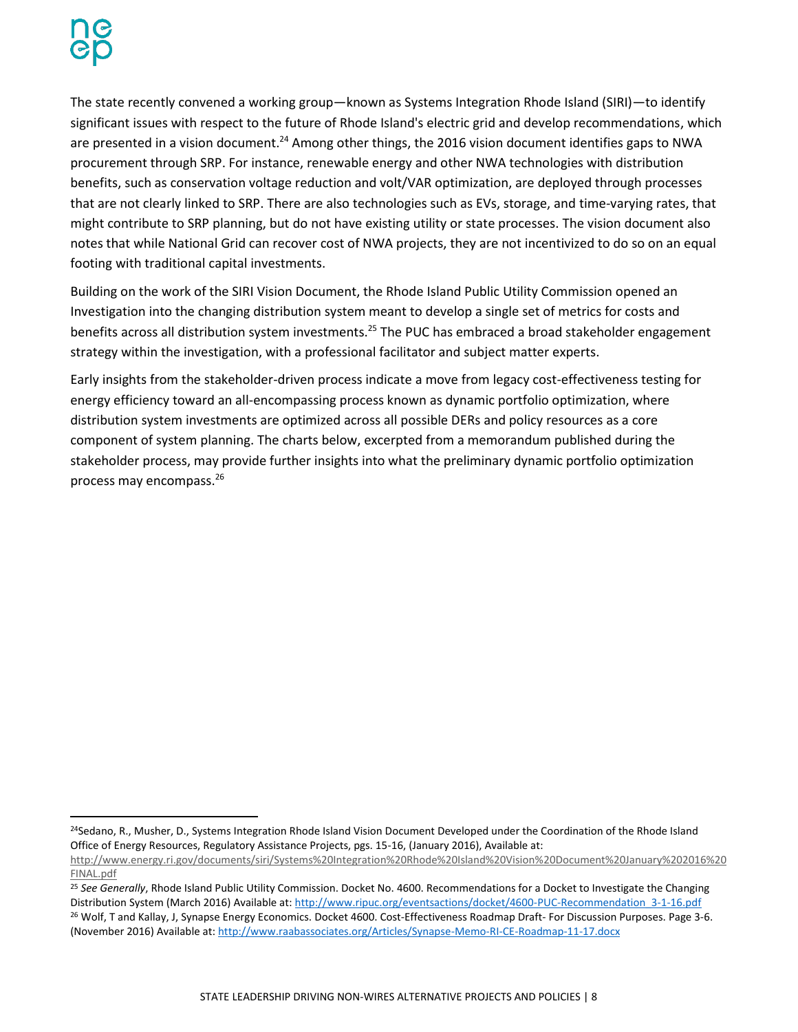The state recently convened a working group—known as Systems Integration Rhode Island (SIRI)—to identify significant issues with respect to the future of Rhode Island's electric grid and develop recommendations, which are presented in a vision document.[24] Among other things, the 2016 vision document identifies gaps to NWA procurement through SRP. For instance, renewable energy and other NWA technologies with distribution benefits, such as conservation voltage reduction and volt/VAR optimization, are deployed through processes that are not clearly linked to SRP. There are also technologies such as EVs, storage, and time-varying rates, that might contribute to SRP planning, but do not have existing utility or state processes. The vision document also notes that while National Grid can recover cost of NWA projects, they are not incentivized to do so on an equal footing with traditional capital investments.

Building on the work of the SIRI Vision Document, the Rhode Island Public Utility Commission opened an Investigation into the changing distribution system meant to develop a single set of metrics for costs and benefits across all distribution system investments.[25] The PUC has embraced a broad stakeholder engagement strategy within the investigation, with a professional facilitator and subject matter experts.

Early insights from the stakeholder-driven process indicate a move from legacy cost-effectiveness testing for energy efficiency toward an all-encompassing process known as dynamic portfolio optimization, where distribution system investments are optimized across all possible DERs and policy resources as a core component of system planning. The charts below, excerpted from a memorandum published during the stakeholder process, may provide further insights into what the preliminary dynamic portfolio optimization process may encompass.[26]

---

[24] Sedano, R., Musher, D., Systems Integration Rhode Island Vision Document Developed under the Coordination of the Rhode Island Office of Energy Resources, Regulatory Assistance Projects, pgs. 15-16, (January 2016), Available at: http://www.energy.ri.gov/documents/siri/Systems%20Integration%20Rhode%20Island%20Vision%20Document%20January%202016%20FINAL.pdf

[25] *See Generally*, Rhode Island Public Utility Commission. Docket No. 4600. Recommendations for a Docket to Investigate the Changing Distribution System (March 2016) Available at: http://www.ripuc.org/eventsactions/docket/4600-PUC-Recommendation_3-1-16.pdf

[26] Wolf, T and Kallay, J, Synapse Energy Economics. Docket 4600. Cost-Effectiveness Roadmap Draft- For Discussion Purposes. Page 3-6. (November 2016) Available at: http://www.raabassociates.org/Articles/Synapse-Memo-RI-CE-Roadmap-11-17.docx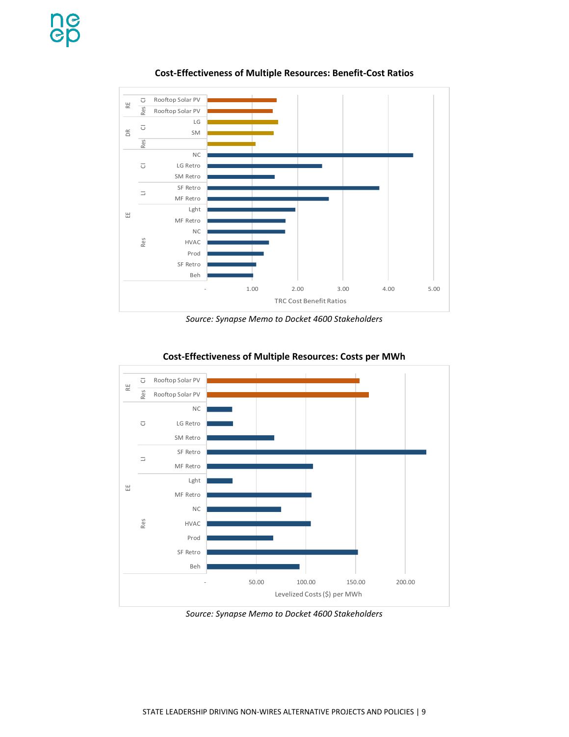**Cost-Effectiveness of Multiple Resources: Benefit-Cost Ratios**

| Category | Sector | Resource | TRC Cost Benefit Ratio (approx.) |
|---|---|---|---|
| RE | CI | Rooftop Solar PV | 1.53 |
| RE | Res | Rooftop Solar PV | 1.45 |
| DR | CI | LG | 1.56 |
| DR | CI | SM | 1.47 |
| DR | Res | | 1.07 |
| EE | CI | NC | 4.54 |
| EE | CI | LG Retro | 2.54 |
| EE | CI | SM Retro | 1.49 |
| EE | LI | SF Retro | 3.80 |
| EE | LI | MF Retro | 2.69 |
| EE | Res | Lght | 1.95 |
| EE | Res | MF Retro | 1.73 |
| EE | Res | NC | 1.72 |
| EE | Res | HVAC | 1.37 |
| EE | Res | Prod | 1.25 |
| EE | Res | SF Retro | 1.08 |
| EE | Res | Beh | 1.02 |

*Source: Synapse Memo to Docket 4600 Stakeholders*

**Cost-Effectiveness of Multiple Resources: Costs per MWh**

| Category | Sector | Resource | Levelized Costs ($) per MWh (approx.) |
|---|---|---|---|
| RE | CI | Rooftop Solar PV | 154 |
| RE | Res | Rooftop Solar PV | 163 |
| EE | CI | NC | 25 |
| EE | CI | LG Retro | 26 |
| EE | CI | SM Retro | 68 |
| EE | LI | SF Retro | 221 |
| EE | LI | MF Retro | 107 |
| EE | Res | Lght | 26 |
| EE | Res | MF Retro | 105 |
| EE | Res | NC | 75 |
| EE | Res | HVAC | 105 |
| EE | Res | Prod | 67 |
| EE | Res | SF Retro | 152 |
| EE | Res | Beh | 94 |

*Source: Synapse Memo to Docket 4600 Stakeholders*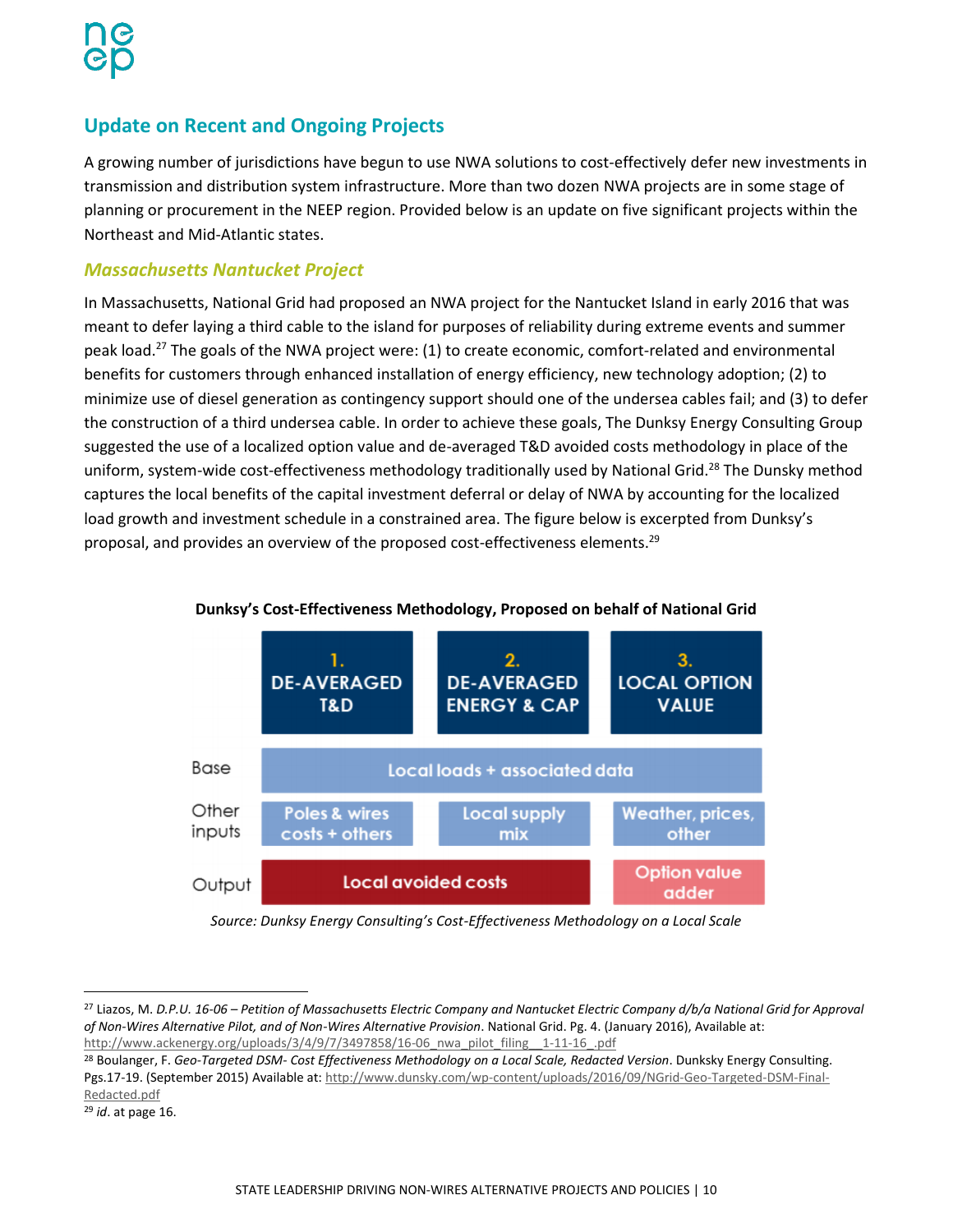## Update on Recent and Ongoing Projects

A growing number of jurisdictions have begun to use NWA solutions to cost-effectively defer new investments in transmission and distribution system infrastructure. More than two dozen NWA projects are in some stage of planning or procurement in the NEEP region. Provided below is an update on five significant projects within the Northeast and Mid-Atlantic states.

### *Massachusetts Nantucket Project*

In Massachusetts, National Grid had proposed an NWA project for the Nantucket Island in early 2016 that was meant to defer laying a third cable to the island for purposes of reliability during extreme events and summer peak load.[27] The goals of the NWA project were: (1) to create economic, comfort-related and environmental benefits for customers through enhanced installation of energy efficiency, new technology adoption; (2) to minimize use of diesel generation as contingency support should one of the undersea cables fail; and (3) to defer the construction of a third undersea cable. In order to achieve these goals, The Dunksy Energy Consulting Group suggested the use of a localized option value and de-averaged T&D avoided costs methodology in place of the uniform, system-wide cost-effectiveness methodology traditionally used by National Grid.[28] The Dunsky method captures the local benefits of the capital investment deferral or delay of NWA by accounting for the localized load growth and investment schedule in a constrained area. The figure below is excerpted from Dunksy's proposal, and provides an overview of the proposed cost-effectiveness elements.[29]

**Dunksy's Cost-Effectiveness Methodology, Proposed on behalf of National Grid**

| | 1. DE-AVERAGED T&D | 2. DE-AVERAGED ENERGY & CAP | 3. LOCAL OPTION VALUE |
|---|---|---|---|
| Base | Local loads + associated data | | |
| Other inputs | Poles & wires costs + others | Local supply mix | Weather, prices, other |
| Output | Local avoided costs | | Option value adder |

*Source: Dunksy Energy Consulting's Cost-Effectiveness Methodology on a Local Scale*

---

[27] Liazos, M. *D.P.U. 16-06 – Petition of Massachusetts Electric Company and Nantucket Electric Company d/b/a National Grid for Approval of Non-Wires Alternative Pilot, and of Non-Wires Alternative Provision*. National Grid. Pg. 4. (January 2016), Available at: http://www.ackenergy.org/uploads/3/4/9/7/3497858/16-06_nwa_pilot_filing__1-11-16_.pdf

[28] Boulanger, F. *Geo-Targeted DSM- Cost Effectiveness Methodology on a Local Scale, Redacted Version*. Dunksy Energy Consulting. Pgs.17-19. (September 2015) Available at: http://www.dunsky.com/wp-content/uploads/2016/09/NGrid-Geo-Targeted-DSM-Final-Redacted.pdf

[29] *id*. at page 16.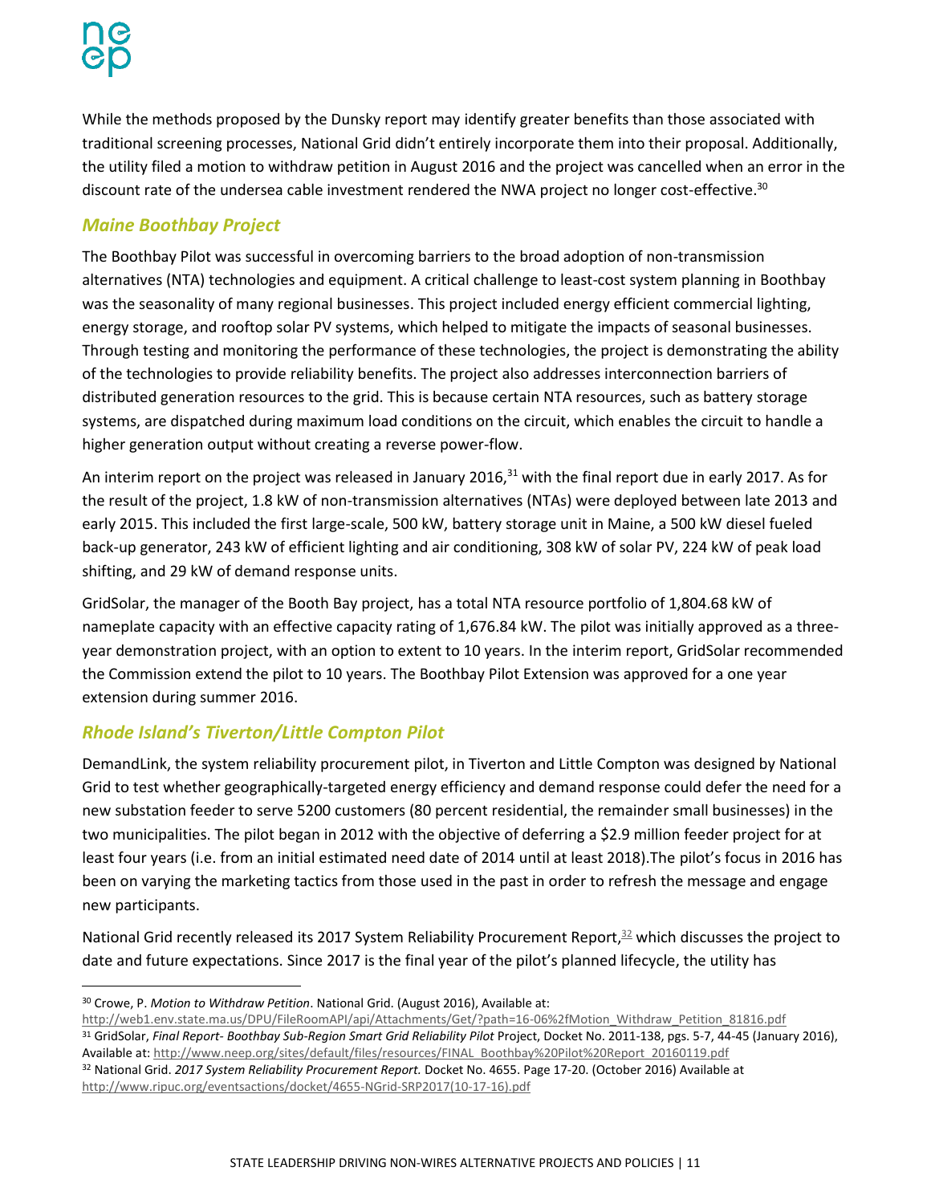While the methods proposed by the Dunsky report may identify greater benefits than those associated with traditional screening processes, National Grid didn't entirely incorporate them into their proposal. Additionally, the utility filed a motion to withdraw petition in August 2016 and the project was cancelled when an error in the discount rate of the undersea cable investment rendered the NWA project no longer cost-effective.[30]

### *Maine Boothbay Project*

The Boothbay Pilot was successful in overcoming barriers to the broad adoption of non-transmission alternatives (NTA) technologies and equipment. A critical challenge to least-cost system planning in Boothbay was the seasonality of many regional businesses. This project included energy efficient commercial lighting, energy storage, and rooftop solar PV systems, which helped to mitigate the impacts of seasonal businesses. Through testing and monitoring the performance of these technologies, the project is demonstrating the ability of the technologies to provide reliability benefits. The project also addresses interconnection barriers of distributed generation resources to the grid. This is because certain NTA resources, such as battery storage systems, are dispatched during maximum load conditions on the circuit, which enables the circuit to handle a higher generation output without creating a reverse power-flow.

An interim report on the project was released in January 2016,[31] with the final report due in early 2017. As for the result of the project, 1.8 kW of non-transmission alternatives (NTAs) were deployed between late 2013 and early 2015. This included the first large-scale, 500 kW, battery storage unit in Maine, a 500 kW diesel fueled back-up generator, 243 kW of efficient lighting and air conditioning, 308 kW of solar PV, 224 kW of peak load shifting, and 29 kW of demand response units.

GridSolar, the manager of the Booth Bay project, has a total NTA resource portfolio of 1,804.68 kW of nameplate capacity with an effective capacity rating of 1,676.84 kW. The pilot was initially approved as a three-year demonstration project, with an option to extent to 10 years. In the interim report, GridSolar recommended the Commission extend the pilot to 10 years. The Boothbay Pilot Extension was approved for a one year extension during summer 2016.

### *Rhode Island's Tiverton/Little Compton Pilot*

DemandLink, the system reliability procurement pilot, in Tiverton and Little Compton was designed by National Grid to test whether geographically-targeted energy efficiency and demand response could defer the need for a new substation feeder to serve 5200 customers (80 percent residential, the remainder small businesses) in the two municipalities. The pilot began in 2012 with the objective of deferring a $2.9 million feeder project for at least four years (i.e. from an initial estimated need date of 2014 until at least 2018).The pilot's focus in 2016 has been on varying the marketing tactics from those used in the past in order to refresh the message and engage new participants.

National Grid recently released its 2017 System Reliability Procurement Report,[32] which discusses the project to date and future expectations. Since 2017 is the final year of the pilot's planned lifecycle, the utility has

---

[30] Crowe, P. *Motion to Withdraw Petition*. National Grid. (August 2016), Available at: http://web1.env.state.ma.us/DPU/FileRoomAPI/api/Attachments/Get/?path=16-06%2fMotion_Withdraw_Petition_81816.pdf

[31] GridSolar, *Final Report- Boothbay Sub-Region Smart Grid Reliability Pilot* Project, Docket No. 2011-138, pgs. 5-7, 44-45 (January 2016), Available at: http://www.neep.org/sites/default/files/resources/FINAL_Boothbay%20Pilot%20Report_20160119.pdf

[32] National Grid. *2017 System Reliability Procurement Report.* Docket No. 4655. Page 17-20. (October 2016) Available at http://www.ripuc.org/eventsactions/docket/4655-NGrid-SRP2017(10-17-16).pdf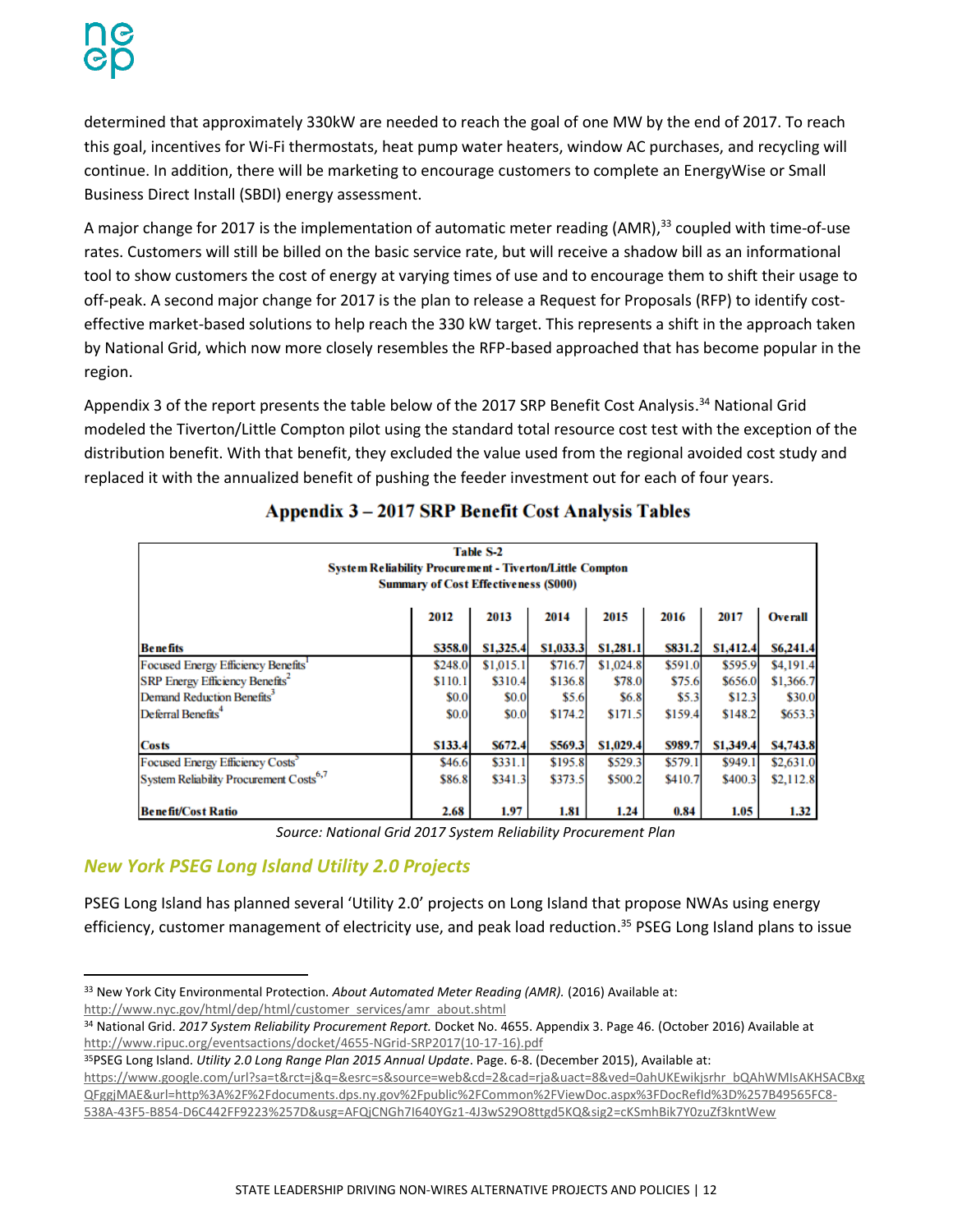determined that approximately 330kW are needed to reach the goal of one MW by the end of 2017. To reach this goal, incentives for Wi-Fi thermostats, heat pump water heaters, window AC purchases, and recycling will continue. In addition, there will be marketing to encourage customers to complete an EnergyWise or Small Business Direct Install (SBDI) energy assessment.

A major change for 2017 is the implementation of automatic meter reading (AMR),[33] coupled with time-of-use rates. Customers will still be billed on the basic service rate, but will receive a shadow bill as an informational tool to show customers the cost of energy at varying times of use and to encourage them to shift their usage to off-peak. A second major change for 2017 is the plan to release a Request for Proposals (RFP) to identify cost-effective market-based solutions to help reach the 330 kW target. This represents a shift in the approach taken by National Grid, which now more closely resembles the RFP-based approached that has become popular in the region.

Appendix 3 of the report presents the table below of the 2017 SRP Benefit Cost Analysis.[34] National Grid modeled the Tiverton/Little Compton pilot using the standard total resource cost test with the exception of the distribution benefit. With that benefit, they excluded the value used from the regional avoided cost study and replaced it with the annualized benefit of pushing the feeder investment out for each of four years.

## Appendix 3 – 2017 SRP Benefit Cost Analysis Tables

**Table S-2**
**System Reliability Procurement - Tiverton/Little Compton**
**Summary of Cost Effectiveness ($000)**

| | 2012 | 2013 | 2014 | 2015 | 2016 | 2017 | Overall |
|---|---|---|---|---|---|---|---|
| **Benefits** | **$358.0** | **$1,325.4** | **$1,033.3** | **$1,281.1** | **$831.2** | **$1,412.4** | **$6,241.4** |
| Focused Energy Efficiency Benefits[1] | $248.0 | $1,015.1 | $716.7 | $1,024.8 | $591.0 | $595.9 | $4,191.4 |
| SRP Energy Efficiency Benefits[2] | $110.1 | $310.4 | $136.8 | $78.0 | $75.6 | $656.0 | $1,366.7 |
| Demand Reduction Benefits[3] | $0.0 | $0.0 | $5.6 | $6.8 | $5.3 | $12.3 | $30.0 |
| Deferral Benefits[4] | $0.0 | $0.0 | $174.2 | $171.5 | $159.4 | $148.2 | $653.3 |
| **Costs** | **$133.4** | **$672.4** | **$569.3** | **$1,029.4** | **$989.7** | **$1,349.4** | **$4,743.8** |
| Focused Energy Efficiency Costs[5] | $46.6 | $331.1 | $195.8 | $529.3 | $579.1 | $949.1 | $2,631.0 |
| System Reliability Procurement Costs[6,7] | $86.8 | $341.3 | $373.5 | $500.2 | $410.7 | $400.3 | $2,112.8 |
| **Benefit/Cost Ratio** | **2.68** | **1.97** | **1.81** | **1.24** | **0.84** | **1.05** | **1.32** |

*Source: National Grid 2017 System Reliability Procurement Plan*

## *New York PSEG Long Island Utility 2.0 Projects*

PSEG Long Island has planned several 'Utility 2.0' projects on Long Island that propose NWAs using energy efficiency, customer management of electricity use, and peak load reduction.[35] PSEG Long Island plans to issue

---

[33] New York City Environmental Protection. *About Automated Meter Reading (AMR).* (2016) Available at: http://www.nyc.gov/html/dep/html/customer_services/amr_about.shtml

[34] National Grid. *2017 System Reliability Procurement Report.* Docket No. 4655. Appendix 3. Page 46. (October 2016) Available at http://www.ripuc.org/eventsactions/docket/4655-NGrid-SRP2017(10-17-16).pdf

[35] PSEG Long Island. *Utility 2.0 Long Range Plan 2015 Annual Update*. Page. 6-8. (December 2015), Available at: https://www.google.com/url?sa=t&rct=j&q=&esrc=s&source=web&cd=2&cad=rja&uact=8&ved=0ahUKEwikjsrhr_bQAhWMIsAKHSACBxgQFggjMAE&url=http%3A%2F%2Fdocuments.dps.ny.gov%2Fpublic%2FCommon%2FViewDoc.aspx%3FDocRefId%3D%257B49565FC8-538A-43F5-B854-D6C442FF9223%257D&usg=AFQjCNGh7I640YGz1-4J3wS29O8ttgd5KQ&sig2=cKSmhBik7Y0zuZf3kntWew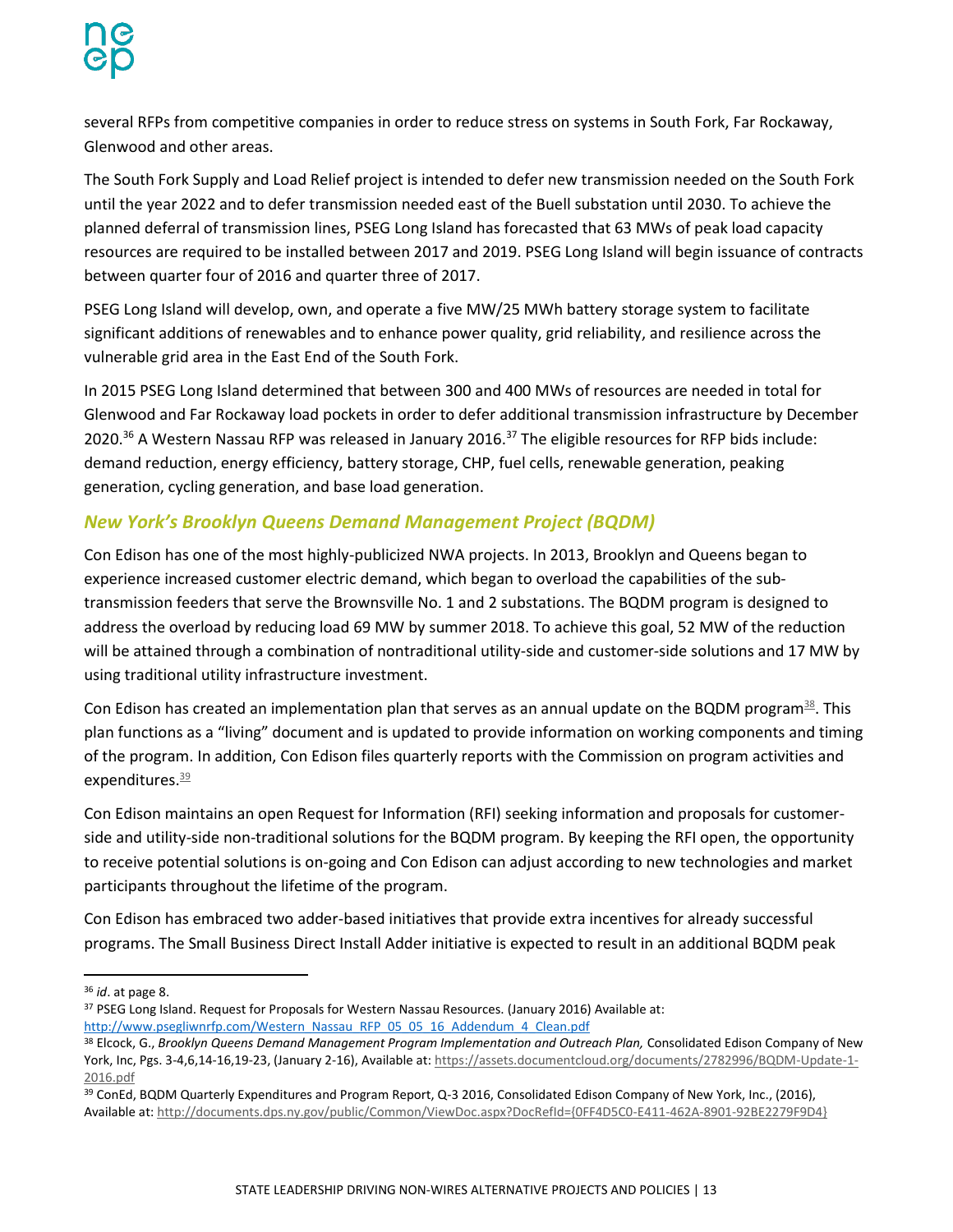several RFPs from competitive companies in order to reduce stress on systems in South Fork, Far Rockaway, Glenwood and other areas.

The South Fork Supply and Load Relief project is intended to defer new transmission needed on the South Fork until the year 2022 and to defer transmission needed east of the Buell substation until 2030. To achieve the planned deferral of transmission lines, PSEG Long Island has forecasted that 63 MWs of peak load capacity resources are required to be installed between 2017 and 2019. PSEG Long Island will begin issuance of contracts between quarter four of 2016 and quarter three of 2017.

PSEG Long Island will develop, own, and operate a five MW/25 MWh battery storage system to facilitate significant additions of renewables and to enhance power quality, grid reliability, and resilience across the vulnerable grid area in the East End of the South Fork.

In 2015 PSEG Long Island determined that between 300 and 400 MWs of resources are needed in total for Glenwood and Far Rockaway load pockets in order to defer additional transmission infrastructure by December 2020.[36] A Western Nassau RFP was released in January 2016.[37] The eligible resources for RFP bids include: demand reduction, energy efficiency, battery storage, CHP, fuel cells, renewable generation, peaking generation, cycling generation, and base load generation.

### *New York's Brooklyn Queens Demand Management Project (BQDM)*

Con Edison has one of the most highly-publicized NWA projects. In 2013, Brooklyn and Queens began to experience increased customer electric demand, which began to overload the capabilities of the sub-transmission feeders that serve the Brownsville No. 1 and 2 substations. The BQDM program is designed to address the overload by reducing load 69 MW by summer 2018. To achieve this goal, 52 MW of the reduction will be attained through a combination of nontraditional utility-side and customer-side solutions and 17 MW by using traditional utility infrastructure investment.

Con Edison has created an implementation plan that serves as an annual update on the BQDM program[38]. This plan functions as a "living" document and is updated to provide information on working components and timing of the program. In addition, Con Edison files quarterly reports with the Commission on program activities and expenditures.[39]

Con Edison maintains an open Request for Information (RFI) seeking information and proposals for customer-side and utility-side non-traditional solutions for the BQDM program. By keeping the RFI open, the opportunity to receive potential solutions is on-going and Con Edison can adjust according to new technologies and market participants throughout the lifetime of the program.

Con Edison has embraced two adder-based initiatives that provide extra incentives for already successful programs. The Small Business Direct Install Adder initiative is expected to result in an additional BQDM peak

---

[36] *id*. at page 8.

[37] PSEG Long Island. Request for Proposals for Western Nassau Resources. (January 2016) Available at: http://www.psegliwnrfp.com/Western_Nassau_RFP_05_05_16_Addendum_4_Clean.pdf

[38] Elcock, G., *Brooklyn Queens Demand Management Program Implementation and Outreach Plan,* Consolidated Edison Company of New York, Inc, Pgs. 3-4,6,14-16,19-23, (January 2-16), Available at: https://assets.documentcloud.org/documents/2782996/BQDM-Update-1-2016.pdf

[39] ConEd, BQDM Quarterly Expenditures and Program Report, Q-3 2016, Consolidated Edison Company of New York, Inc., (2016), Available at: http://documents.dps.ny.gov/public/Common/ViewDoc.aspx?DocRefId={0FF4D5C0-E411-462A-8901-92BE2279F9D4}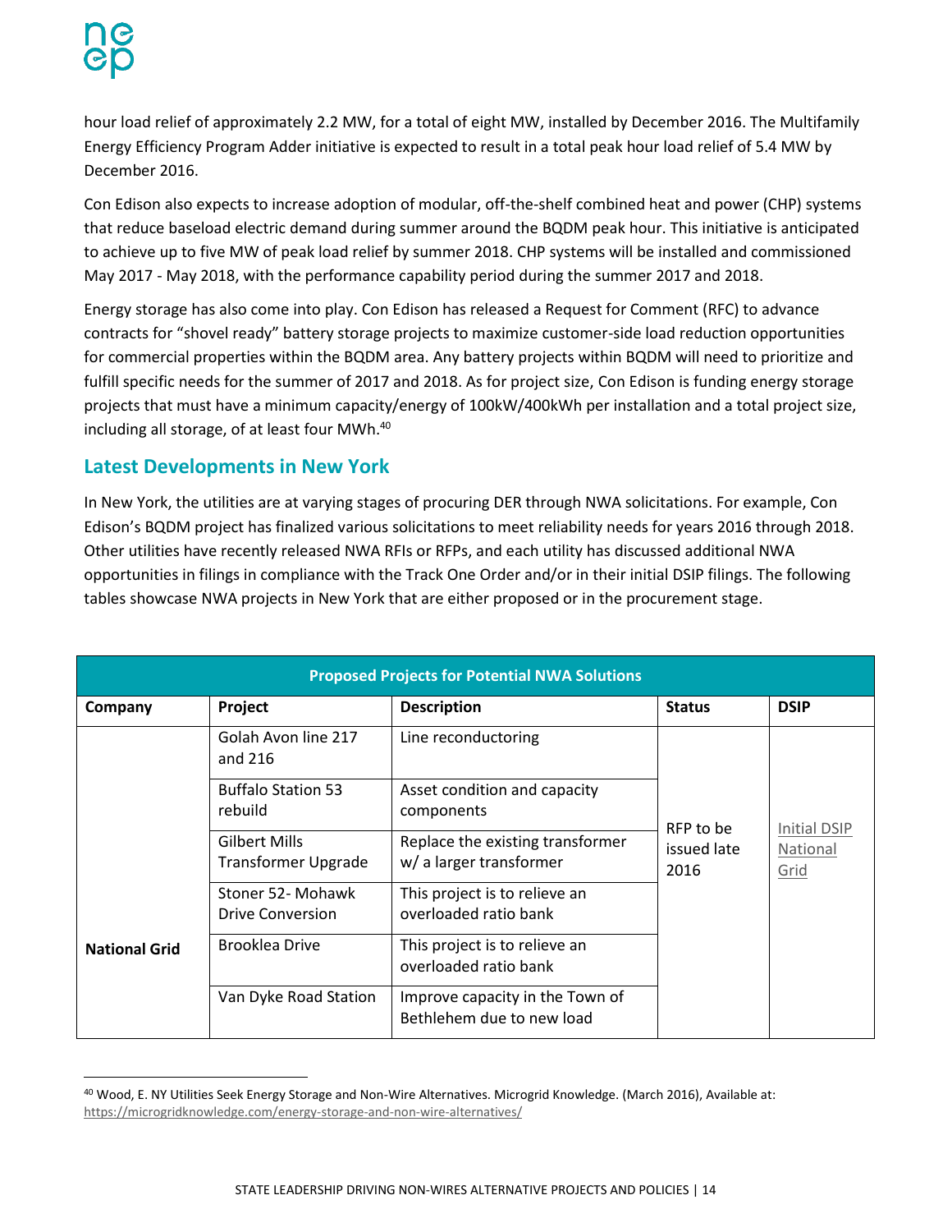hour load relief of approximately 2.2 MW, for a total of eight MW, installed by December 2016. The Multifamily Energy Efficiency Program Adder initiative is expected to result in a total peak hour load relief of 5.4 MW by December 2016.

Con Edison also expects to increase adoption of modular, off-the-shelf combined heat and power (CHP) systems that reduce baseload electric demand during summer around the BQDM peak hour. This initiative is anticipated to achieve up to five MW of peak load relief by summer 2018. CHP systems will be installed and commissioned May 2017 - May 2018, with the performance capability period during the summer 2017 and 2018.

Energy storage has also come into play. Con Edison has released a Request for Comment (RFC) to advance contracts for "shovel ready" battery storage projects to maximize customer-side load reduction opportunities for commercial properties within the BQDM area. Any battery projects within BQDM will need to prioritize and fulfill specific needs for the summer of 2017 and 2018. As for project size, Con Edison is funding energy storage projects that must have a minimum capacity/energy of 100kW/400kWh per installation and a total project size, including all storage, of at least four MWh.[40]

## Latest Developments in New York

In New York, the utilities are at varying stages of procuring DER through NWA solicitations. For example, Con Edison's BQDM project has finalized various solicitations to meet reliability needs for years 2016 through 2018. Other utilities have recently released NWA RFIs or RFPs, and each utility has discussed additional NWA opportunities in filings in compliance with the Track One Order and/or in their initial DSIP filings. The following tables showcase NWA projects in New York that are either proposed or in the procurement stage.

| Proposed Projects for Potential NWA Solutions | | | | |
|---|---|---|---|---|
| **Company** | **Project** | **Description** | **Status** | **DSIP** |
| **National Grid** | Golah Avon line 217 and 216 | Line reconductoring | RFP to be issued late 2016 | Initial DSIP National Grid |
| | Buffalo Station 53 rebuild | Asset condition and capacity components | | |
| | Gilbert Mills Transformer Upgrade | Replace the existing transformer w/ a larger transformer | | |
| | Stoner 52- Mohawk Drive Conversion | This project is to relieve an overloaded ratio bank | | |
| | Brooklea Drive | This project is to relieve an overloaded ratio bank | | |
| | Van Dyke Road Station | Improve capacity in the Town of Bethlehem due to new load | | |

[40] Wood, E. NY Utilities Seek Energy Storage and Non-Wire Alternatives. Microgrid Knowledge. (March 2016), Available at: https://microgridknowledge.com/energy-storage-and-non-wire-alternatives/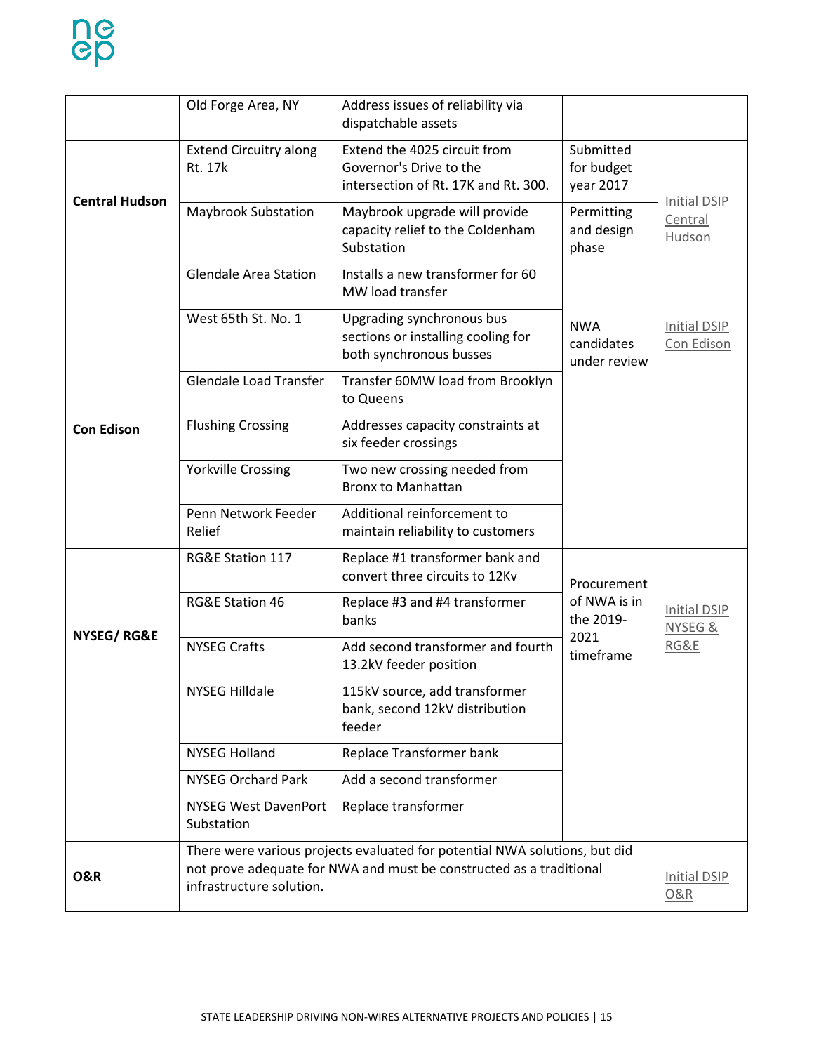| | | | | |
|---|---|---|---|---|
| | Old Forge Area, NY | Address issues of reliability via dispatchable assets | | |
| Central Hudson | Extend Circuitry along Rt. 17k | Extend the 4025 circuit from Governor's Drive to the intersection of Rt. 17K and Rt. 300. | Submitted for budget year 2017 | Initial DSIP Central Hudson |
| | Maybrook Substation | Maybrook upgrade will provide capacity relief to the Coldenham Substation | Permitting and design phase | |
| Con Edison | Glendale Area Station | Installs a new transformer for 60 MW load transfer | NWA candidates under review | Initial DSIP Con Edison |
| | West 65th St. No. 1 | Upgrading synchronous bus sections or installing cooling for both synchronous busses | | |
| | Glendale Load Transfer | Transfer 60MW load from Brooklyn to Queens | | |
| | Flushing Crossing | Addresses capacity constraints at six feeder crossings | | |
| | Yorkville Crossing | Two new crossing needed from Bronx to Manhattan | | |
| | Penn Network Feeder Relief | Additional reinforcement to maintain reliability to customers | | |
| NYSEG/ RG&E | RG&E Station 117 | Replace #1 transformer bank and convert three circuits to 12Kv | Procurement of NWA is in the 2019-2021 timeframe | Initial DSIP NYSEG & RG&E |
| | RG&E Station 46 | Replace #3 and #4 transformer banks | | |
| | NYSEG Crafts | Add second transformer and fourth 13.2kV feeder position | | |
| | NYSEG Hilldale | 115kV source, add transformer bank, second 12kV distribution feeder | | |
| | NYSEG Holland | Replace Transformer bank | | |
| | NYSEG Orchard Park | Add a second transformer | | |
| | NYSEG West DavenPort Substation | Replace transformer | | |
| O&R | There were various projects evaluated for potential NWA solutions, but did not prove adequate for NWA and must be constructed as a traditional infrastructure solution. | | | Initial DSIP O&R |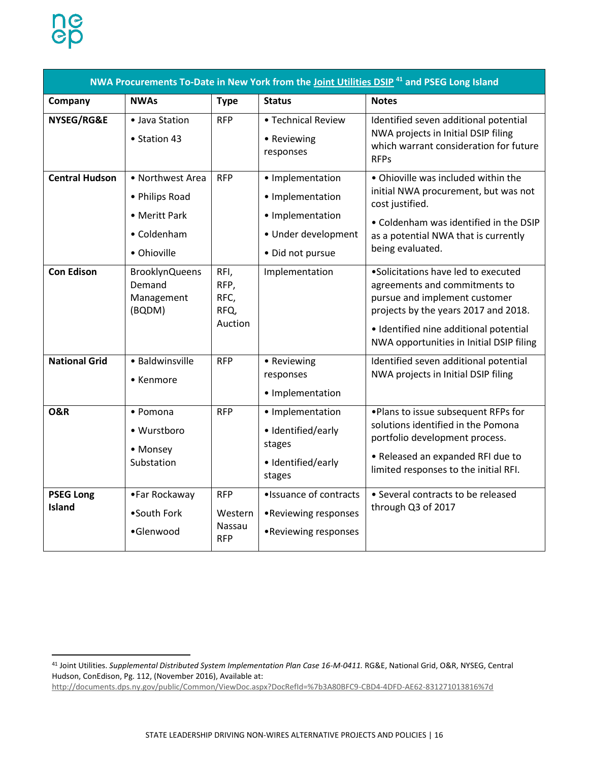| NWA Procurements To-Date in New York from the Joint Utilities DSIP [41] and PSEG Long Island | | | | |
|---|---|---|---|---|
| **Company** | **NWAs** | **Type** | **Status** | **Notes** |
| **NYSEG/RG&E** | • Java Station<br>• Station 43 | RFP | • Technical Review<br>• Reviewing responses | Identified seven additional potential NWA projects in Initial DSIP filing which warrant consideration for future RFPs |
| **Central Hudson** | • Northwest Area<br>• Philips Road<br>• Meritt Park<br>• Coldenham<br>• Ohioville | RFP | • Implementation<br>• Implementation<br>• Implementation<br>• Under development<br>• Did not pursue | • Ohioville was included within the initial NWA procurement, but was not cost justified.<br>• Coldenham was identified in the DSIP as a potential NWA that is currently being evaluated. |
| **Con Edison** | BrooklynQueens Demand Management (BQDM) | RFI, RFP, RFC, RFQ, Auction | Implementation | •Solicitations have led to executed agreements and commitments to pursue and implement customer projects by the years 2017 and 2018.<br>• Identified nine additional potential NWA opportunities in Initial DSIP filing |
| **National Grid** | • Baldwinsville<br>• Kenmore | RFP | • Reviewing responses<br>• Implementation | Identified seven additional potential NWA projects in Initial DSIP filing |
| **O&R** | • Pomona<br>• Wurstboro<br>• Monsey Substation | RFP | • Implementation<br>• Identified/early stages<br>• Identified/early stages | •Plans to issue subsequent RFPs for solutions identified in the Pomona portfolio development process.<br>• Released an expanded RFI due to limited responses to the initial RFI. |
| **PSEG Long Island** | •Far Rockaway<br>•South Fork<br>•Glenwood | RFP<br>Western Nassau RFP | •Issuance of contracts<br>•Reviewing responses<br>•Reviewing responses | • Several contracts to be released through Q3 of 2017 |

[41] Joint Utilities. *Supplemental Distributed System Implementation Plan Case 16-M-0411.* RG&E, National Grid, O&R, NYSEG, Central Hudson, ConEdison, Pg. 112, (November 2016), Available at: http://documents.dps.ny.gov/public/Common/ViewDoc.aspx?DocRefId=%7b3A80BFC9-CBD4-4DFD-AE62-831271013816%7d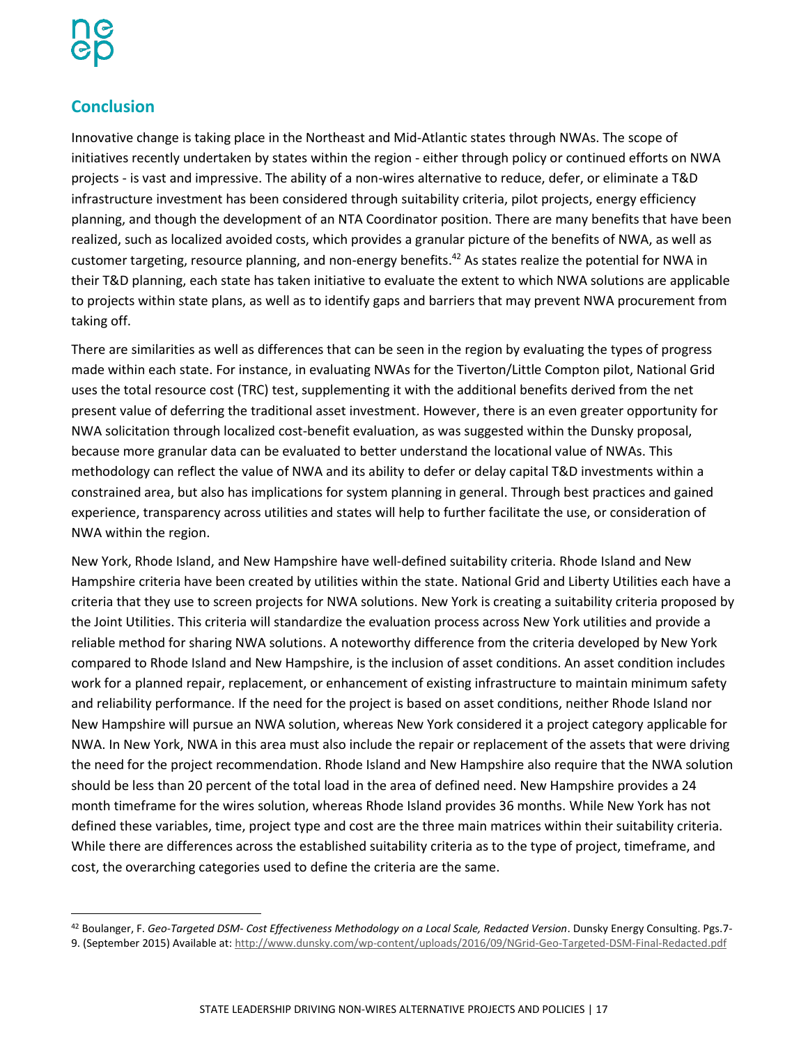## Conclusion

Innovative change is taking place in the Northeast and Mid-Atlantic states through NWAs. The scope of initiatives recently undertaken by states within the region - either through policy or continued efforts on NWA projects - is vast and impressive. The ability of a non-wires alternative to reduce, defer, or eliminate a T&D infrastructure investment has been considered through suitability criteria, pilot projects, energy efficiency planning, and though the development of an NTA Coordinator position. There are many benefits that have been realized, such as localized avoided costs, which provides a granular picture of the benefits of NWA, as well as customer targeting, resource planning, and non-energy benefits.[42] As states realize the potential for NWA in their T&D planning, each state has taken initiative to evaluate the extent to which NWA solutions are applicable to projects within state plans, as well as to identify gaps and barriers that may prevent NWA procurement from taking off.

There are similarities as well as differences that can be seen in the region by evaluating the types of progress made within each state. For instance, in evaluating NWAs for the Tiverton/Little Compton pilot, National Grid uses the total resource cost (TRC) test, supplementing it with the additional benefits derived from the net present value of deferring the traditional asset investment. However, there is an even greater opportunity for NWA solicitation through localized cost-benefit evaluation, as was suggested within the Dunsky proposal, because more granular data can be evaluated to better understand the locational value of NWAs. This methodology can reflect the value of NWA and its ability to defer or delay capital T&D investments within a constrained area, but also has implications for system planning in general. Through best practices and gained experience, transparency across utilities and states will help to further facilitate the use, or consideration of NWA within the region.

New York, Rhode Island, and New Hampshire have well-defined suitability criteria. Rhode Island and New Hampshire criteria have been created by utilities within the state. National Grid and Liberty Utilities each have a criteria that they use to screen projects for NWA solutions. New York is creating a suitability criteria proposed by the Joint Utilities. This criteria will standardize the evaluation process across New York utilities and provide a reliable method for sharing NWA solutions. A noteworthy difference from the criteria developed by New York compared to Rhode Island and New Hampshire, is the inclusion of asset conditions. An asset condition includes work for a planned repair, replacement, or enhancement of existing infrastructure to maintain minimum safety and reliability performance. If the need for the project is based on asset conditions, neither Rhode Island nor New Hampshire will pursue an NWA solution, whereas New York considered it a project category applicable for NWA. In New York, NWA in this area must also include the repair or replacement of the assets that were driving the need for the project recommendation. Rhode Island and New Hampshire also require that the NWA solution should be less than 20 percent of the total load in the area of defined need. New Hampshire provides a 24 month timeframe for the wires solution, whereas Rhode Island provides 36 months. While New York has not defined these variables, time, project type and cost are the three main matrices within their suitability criteria. While there are differences across the established suitability criteria as to the type of project, timeframe, and cost, the overarching categories used to define the criteria are the same.

[42] Boulanger, F. *Geo-Targeted DSM- Cost Effectiveness Methodology on a Local Scale, Redacted Version*. Dunsky Energy Consulting. Pgs.7-9. (September 2015) Available at: http://www.dunsky.com/wp-content/uploads/2016/09/NGrid-Geo-Targeted-DSM-Final-Redacted.pdf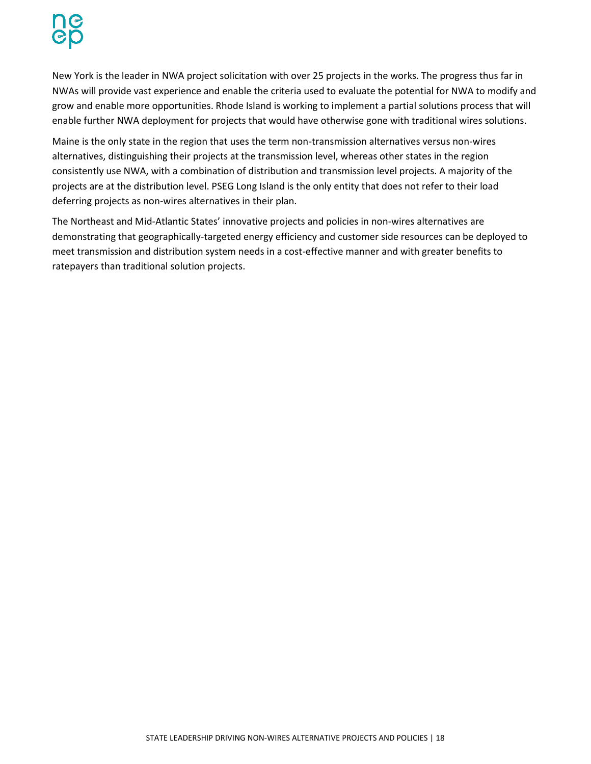New York is the leader in NWA project solicitation with over 25 projects in the works. The progress thus far in NWAs will provide vast experience and enable the criteria used to evaluate the potential for NWA to modify and grow and enable more opportunities. Rhode Island is working to implement a partial solutions process that will enable further NWA deployment for projects that would have otherwise gone with traditional wires solutions.

Maine is the only state in the region that uses the term non-transmission alternatives versus non-wires alternatives, distinguishing their projects at the transmission level, whereas other states in the region consistently use NWA, with a combination of distribution and transmission level projects. A majority of the projects are at the distribution level. PSEG Long Island is the only entity that does not refer to their load deferring projects as non-wires alternatives in their plan.

The Northeast and Mid-Atlantic States' innovative projects and policies in non-wires alternatives are demonstrating that geographically-targeted energy efficiency and customer side resources can be deployed to meet transmission and distribution system needs in a cost-effective manner and with greater benefits to ratepayers than traditional solution projects.